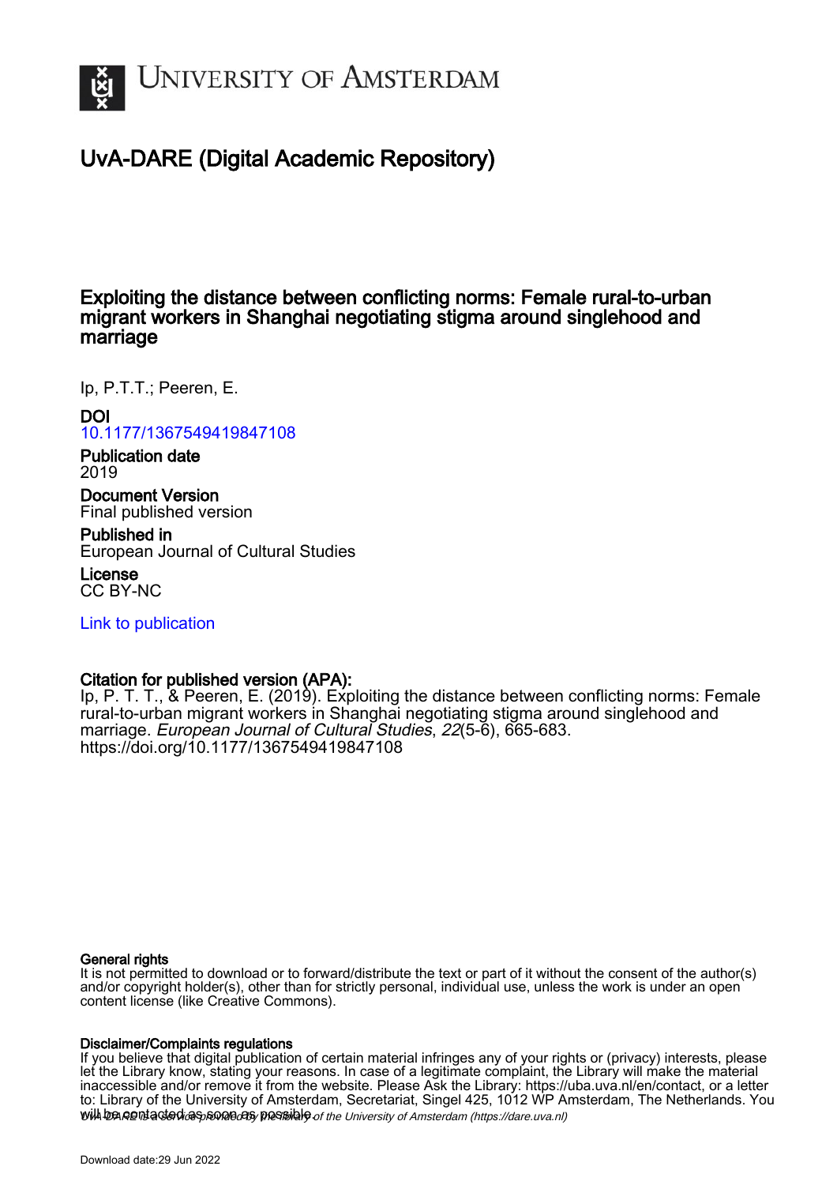# UvA-DARE (Digital Academic Repository)

## Exploiting the distance between conflicting norms: Female rural-to-urban migrant workers in Shanghai negotiating stigma around singlehood and marriage

Ip, P.T.T.; Peeren, E.

**DOI**
10.1177/1367549419847108

**Publication date**
2019

**Document Version**
Final published version

**Published in**
European Journal of Cultural Studies

**License**
CC BY-NC

Link to publication

**Citation for published version (APA):**
Ip, P. T. T., & Peeren, E. (2019). Exploiting the distance between conflicting norms: Female rural-to-urban migrant workers in Shanghai negotiating stigma around singlehood and marriage. *European Journal of Cultural Studies*, *22*(5-6), 665-683. https://doi.org/10.1177/1367549419847108

**General rights**
It is not permitted to download or to forward/distribute the text or part of it without the consent of the author(s) and/or copyright holder(s), other than for strictly personal, individual use, unless the work is under an open content license (like Creative Commons).

**Disclaimer/Complaints regulations**
If you believe that digital publication of certain material infringes any of your rights or (privacy) interests, please let the Library know, stating your reasons. In case of a legitimate complaint, the Library will make the material inaccessible and/or remove it from the website. Please Ask the Library: https://uba.uva.nl/en/contact, or a letter to: Library of the University of Amsterdam, Secretariat, Singel 425, 1012 WP Amsterdam, The Netherlands. You will be contacted as soon as possible.

*UvA-DARE is a service provided by the library of the University of Amsterdam (https://dare.uva.nl)*

Download date:29 Jun 2022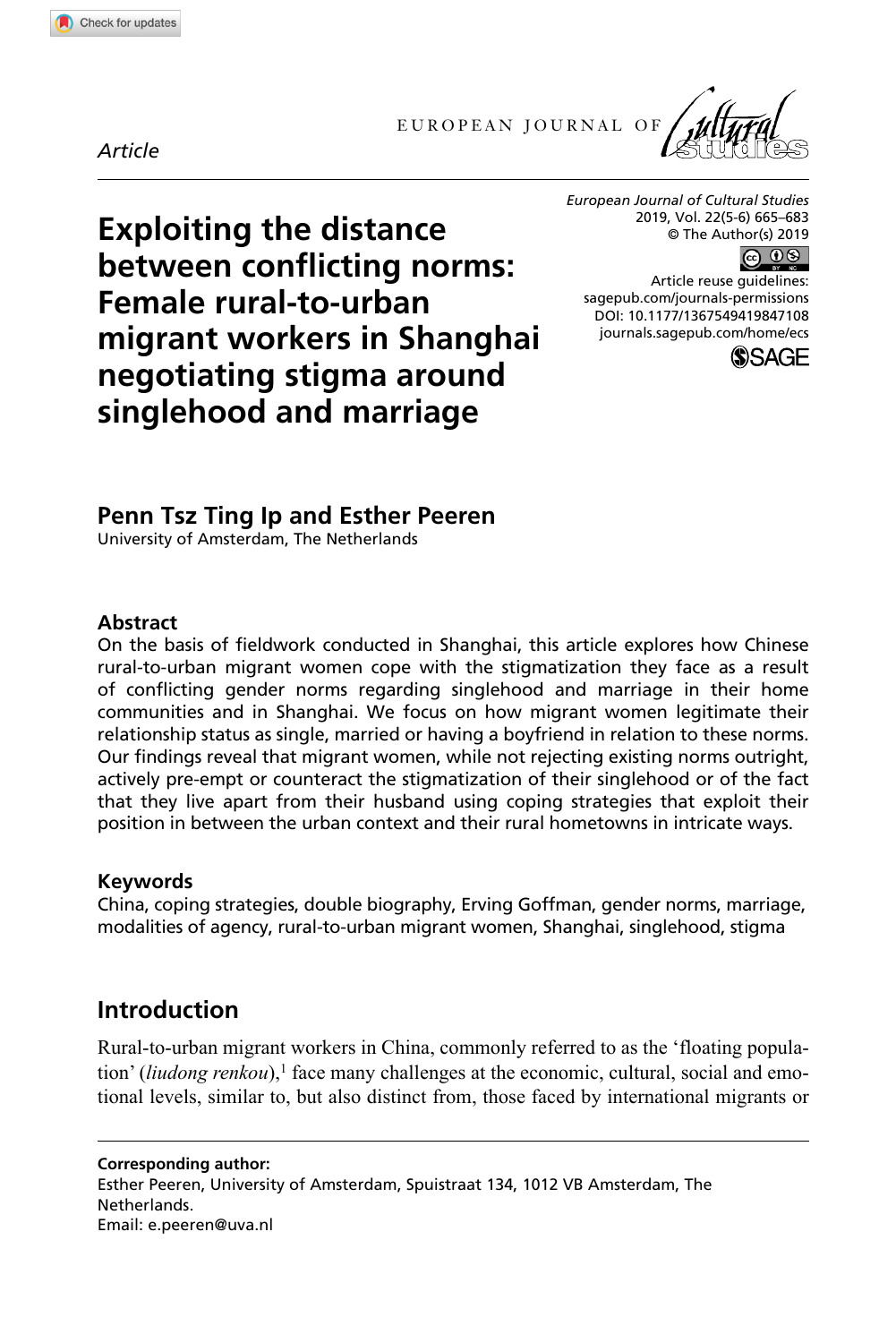*Article*

# Exploiting the distance between conflicting norms: Female rural-to-urban migrant workers in Shanghai negotiating stigma around singlehood and marriage

European Journal of Cultural Studies
2019, Vol. 22(5-6) 665–683
© The Author(s) 2019
Article reuse guidelines:
sagepub.com/journals-permissions
DOI: 10.1177/1367549419847108
journals.sagepub.com/home/ecs

**Penn Tsz Ting Ip and Esther Peeren**
University of Amsterdam, The Netherlands

### Abstract

On the basis of fieldwork conducted in Shanghai, this article explores how Chinese rural-to-urban migrant women cope with the stigmatization they face as a result of conflicting gender norms regarding singlehood and marriage in their home communities and in Shanghai. We focus on how migrant women legitimate their relationship status as single, married or having a boyfriend in relation to these norms. Our findings reveal that migrant women, while not rejecting existing norms outright, actively pre-empt or counteract the stigmatization of their singlehood or of the fact that they live apart from their husband using coping strategies that exploit their position in between the urban context and their rural hometowns in intricate ways.

### Keywords

China, coping strategies, double biography, Erving Goffman, gender norms, marriage, modalities of agency, rural-to-urban migrant women, Shanghai, singlehood, stigma

## Introduction

Rural-to-urban migrant workers in China, commonly referred to as the 'floating population' (*liudong renkou*),[1] face many challenges at the economic, cultural, social and emotional levels, similar to, but also distinct from, those faced by international migrants or

**Corresponding author:**
Esther Peeren, University of Amsterdam, Spuistraat 134, 1012 VB Amsterdam, The Netherlands.
Email: e.peeren@uva.nl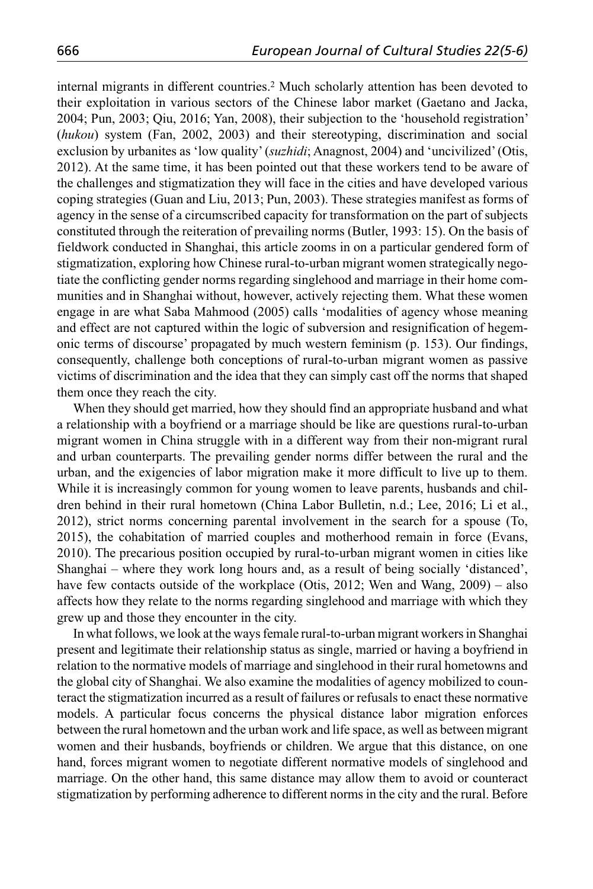internal migrants in different countries.[2] Much scholarly attention has been devoted to their exploitation in various sectors of the Chinese labor market (Gaetano and Jacka, 2004; Pun, 2003; Qiu, 2016; Yan, 2008), their subjection to the 'household registration' (*hukou*) system (Fan, 2002, 2003) and their stereotyping, discrimination and social exclusion by urbanites as 'low quality' (*suzhidi*; Anagnost, 2004) and 'uncivilized' (Otis, 2012). At the same time, it has been pointed out that these workers tend to be aware of the challenges and stigmatization they will face in the cities and have developed various coping strategies (Guan and Liu, 2013; Pun, 2003). These strategies manifest as forms of agency in the sense of a circumscribed capacity for transformation on the part of subjects constituted through the reiteration of prevailing norms (Butler, 1993: 15). On the basis of fieldwork conducted in Shanghai, this article zooms in on a particular gendered form of stigmatization, exploring how Chinese rural-to-urban migrant women strategically negotiate the conflicting gender norms regarding singlehood and marriage in their home communities and in Shanghai without, however, actively rejecting them. What these women engage in are what Saba Mahmood (2005) calls 'modalities of agency whose meaning and effect are not captured within the logic of subversion and resignification of hegemonic terms of discourse' propagated by much western feminism (p. 153). Our findings, consequently, challenge both conceptions of rural-to-urban migrant women as passive victims of discrimination and the idea that they can simply cast off the norms that shaped them once they reach the city.

When they should get married, how they should find an appropriate husband and what a relationship with a boyfriend or a marriage should be like are questions rural-to-urban migrant women in China struggle with in a different way from their non-migrant rural and urban counterparts. The prevailing gender norms differ between the rural and the urban, and the exigencies of labor migration make it more difficult to live up to them. While it is increasingly common for young women to leave parents, husbands and children behind in their rural hometown (China Labor Bulletin, n.d.; Lee, 2016; Li et al., 2012), strict norms concerning parental involvement in the search for a spouse (To, 2015), the cohabitation of married couples and motherhood remain in force (Evans, 2010). The precarious position occupied by rural-to-urban migrant women in cities like Shanghai – where they work long hours and, as a result of being socially 'distanced', have few contacts outside of the workplace (Otis, 2012; Wen and Wang, 2009) – also affects how they relate to the norms regarding singlehood and marriage with which they grew up and those they encounter in the city.

In what follows, we look at the ways female rural-to-urban migrant workers in Shanghai present and legitimate their relationship status as single, married or having a boyfriend in relation to the normative models of marriage and singlehood in their rural hometowns and the global city of Shanghai. We also examine the modalities of agency mobilized to counteract the stigmatization incurred as a result of failures or refusals to enact these normative models. A particular focus concerns the physical distance labor migration enforces between the rural hometown and the urban work and life space, as well as between migrant women and their husbands, boyfriends or children. We argue that this distance, on one hand, forces migrant women to negotiate different normative models of singlehood and marriage. On the other hand, this same distance may allow them to avoid or counteract stigmatization by performing adherence to different norms in the city and the rural. Before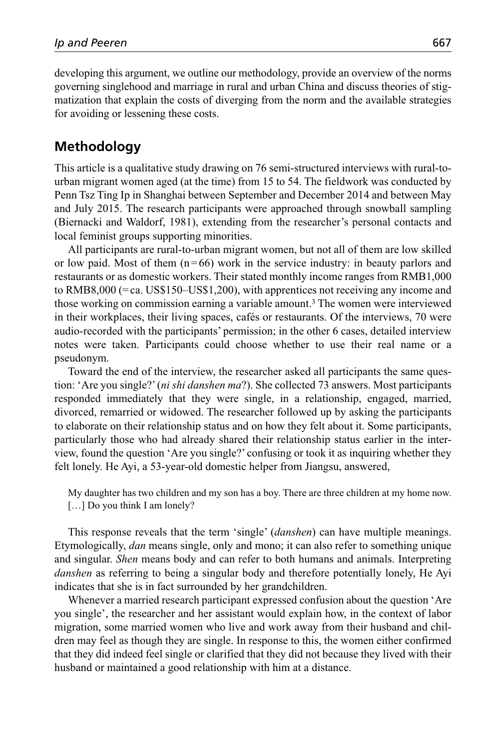developing this argument, we outline our methodology, provide an overview of the norms governing singlehood and marriage in rural and urban China and discuss theories of stigmatization that explain the costs of diverging from the norm and the available strategies for avoiding or lessening these costs.

## Methodology

This article is a qualitative study drawing on 76 semi-structured interviews with rural-to-urban migrant women aged (at the time) from 15 to 54. The fieldwork was conducted by Penn Tsz Ting Ip in Shanghai between September and December 2014 and between May and July 2015. The research participants were approached through snowball sampling (Biernacki and Waldorf, 1981), extending from the researcher's personal contacts and local feminist groups supporting minorities.

All participants are rural-to-urban migrant women, but not all of them are low skilled or low paid. Most of them (n=66) work in the service industry: in beauty parlors and restaurants or as domestic workers. Their stated monthly income ranges from RMB1,000 to RMB8,000 (=ca. US$150–US$1,200), with apprentices not receiving any income and those working on commission earning a variable amount.[3] The women were interviewed in their workplaces, their living spaces, cafés or restaurants. Of the interviews, 70 were audio-recorded with the participants' permission; in the other 6 cases, detailed interview notes were taken. Participants could choose whether to use their real name or a pseudonym.

Toward the end of the interview, the researcher asked all participants the same question: 'Are you single?' (*ni shi danshen ma*?). She collected 73 answers. Most participants responded immediately that they were single, in a relationship, engaged, married, divorced, remarried or widowed. The researcher followed up by asking the participants to elaborate on their relationship status and on how they felt about it. Some participants, particularly those who had already shared their relationship status earlier in the interview, found the question 'Are you single?' confusing or took it as inquiring whether they felt lonely. He Ayi, a 53-year-old domestic helper from Jiangsu, answered,

> My daughter has two children and my son has a boy. There are three children at my home now. […] Do you think I am lonely?

This response reveals that the term 'single' (*danshen*) can have multiple meanings. Etymologically, *dan* means single, only and mono; it can also refer to something unique and singular. *Shen* means body and can refer to both humans and animals. Interpreting *danshen* as referring to being a singular body and therefore potentially lonely, He Ayi indicates that she is in fact surrounded by her grandchildren.

Whenever a married research participant expressed confusion about the question 'Are you single', the researcher and her assistant would explain how, in the context of labor migration, some married women who live and work away from their husband and children may feel as though they are single. In response to this, the women either confirmed that they did indeed feel single or clarified that they did not because they lived with their husband or maintained a good relationship with him at a distance.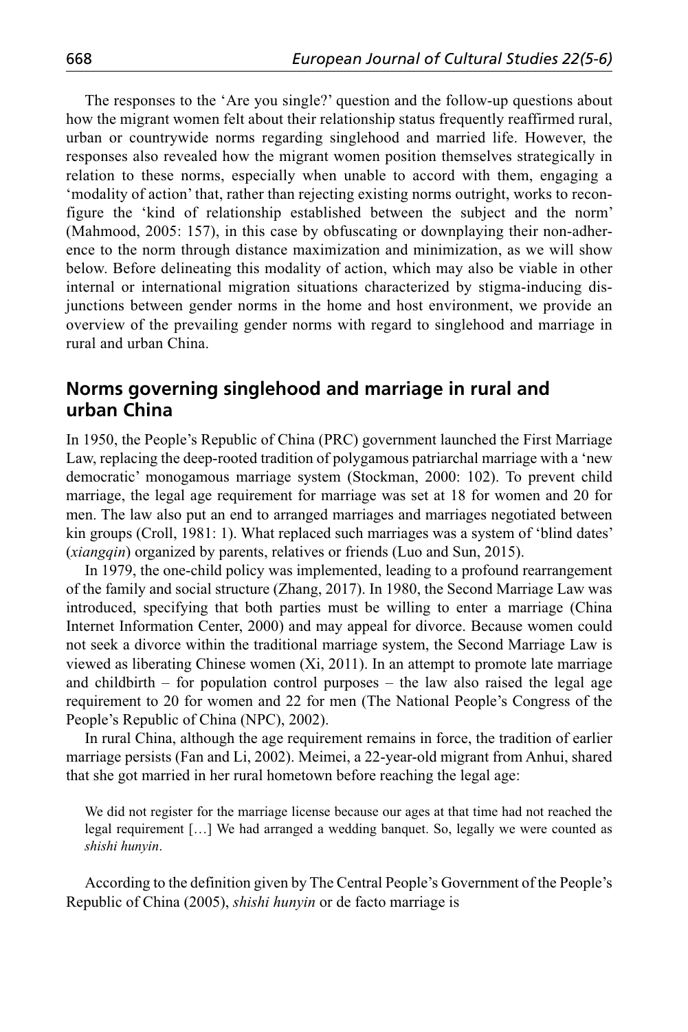The responses to the 'Are you single?' question and the follow-up questions about how the migrant women felt about their relationship status frequently reaffirmed rural, urban or countrywide norms regarding singlehood and married life. However, the responses also revealed how the migrant women position themselves strategically in relation to these norms, especially when unable to accord with them, engaging a 'modality of action' that, rather than rejecting existing norms outright, works to reconfigure the 'kind of relationship established between the subject and the norm' (Mahmood, 2005: 157), in this case by obfuscating or downplaying their non-adherence to the norm through distance maximization and minimization, as we will show below. Before delineating this modality of action, which may also be viable in other internal or international migration situations characterized by stigma-inducing disjunctions between gender norms in the home and host environment, we provide an overview of the prevailing gender norms with regard to singlehood and marriage in rural and urban China.

## Norms governing singlehood and marriage in rural and urban China

In 1950, the People's Republic of China (PRC) government launched the First Marriage Law, replacing the deep-rooted tradition of polygamous patriarchal marriage with a 'new democratic' monogamous marriage system (Stockman, 2000: 102). To prevent child marriage, the legal age requirement for marriage was set at 18 for women and 20 for men. The law also put an end to arranged marriages and marriages negotiated between kin groups (Croll, 1981: 1). What replaced such marriages was a system of 'blind dates' (*xiangqin*) organized by parents, relatives or friends (Luo and Sun, 2015).

In 1979, the one-child policy was implemented, leading to a profound rearrangement of the family and social structure (Zhang, 2017). In 1980, the Second Marriage Law was introduced, specifying that both parties must be willing to enter a marriage (China Internet Information Center, 2000) and may appeal for divorce. Because women could not seek a divorce within the traditional marriage system, the Second Marriage Law is viewed as liberating Chinese women (Xi, 2011). In an attempt to promote late marriage and childbirth – for population control purposes – the law also raised the legal age requirement to 20 for women and 22 for men (The National People's Congress of the People's Republic of China (NPC), 2002).

In rural China, although the age requirement remains in force, the tradition of earlier marriage persists (Fan and Li, 2002). Meimei, a 22-year-old migrant from Anhui, shared that she got married in her rural hometown before reaching the legal age:

> We did not register for the marriage license because our ages at that time had not reached the legal requirement […] We had arranged a wedding banquet. So, legally we were counted as *shishi hunyin*.

According to the definition given by The Central People's Government of the People's Republic of China (2005), *shishi hunyin* or de facto marriage is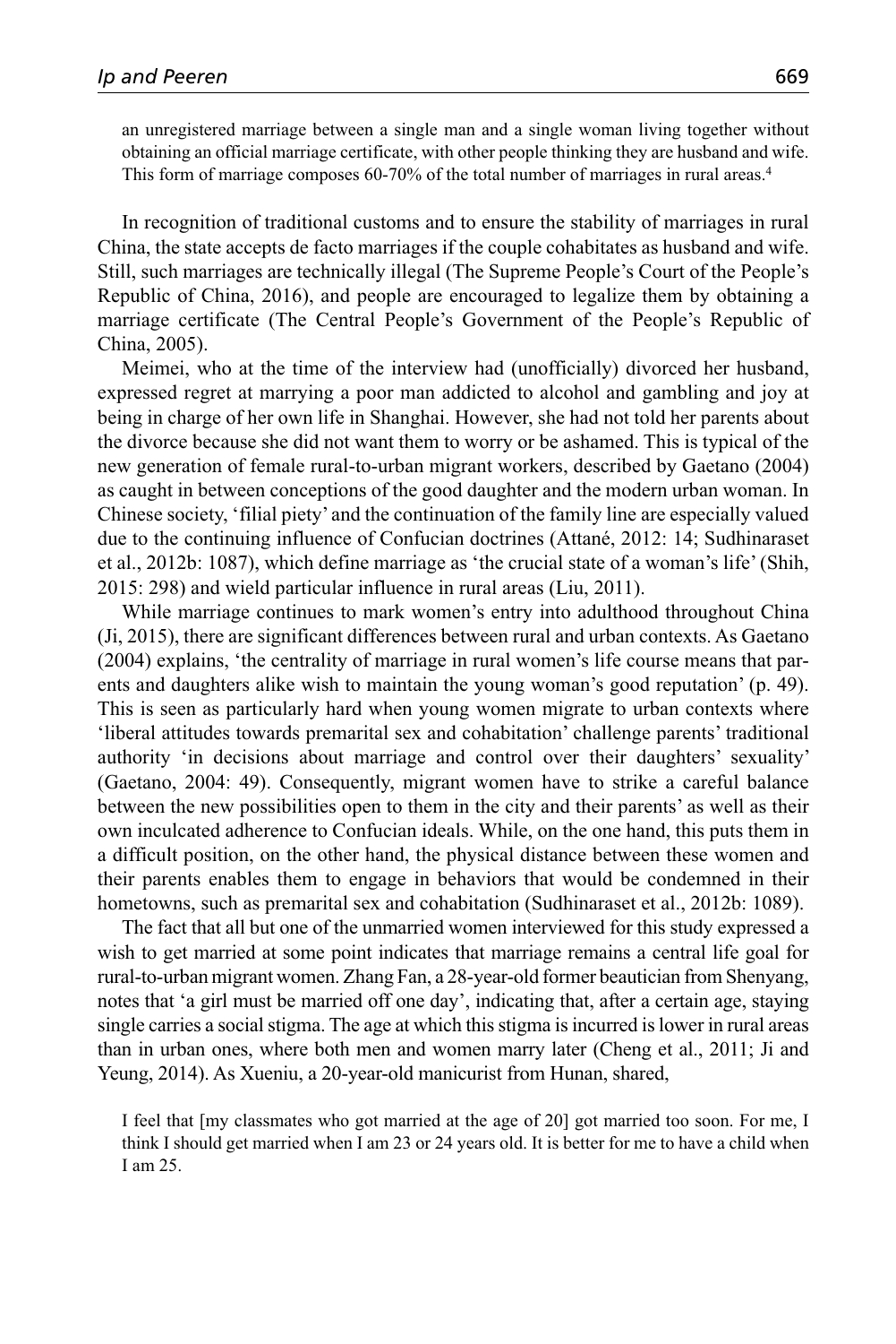an unregistered marriage between a single man and a single woman living together without obtaining an official marriage certificate, with other people thinking they are husband and wife. This form of marriage composes 60-70% of the total number of marriages in rural areas.[4]

In recognition of traditional customs and to ensure the stability of marriages in rural China, the state accepts de facto marriages if the couple cohabitates as husband and wife. Still, such marriages are technically illegal (The Supreme People's Court of the People's Republic of China, 2016), and people are encouraged to legalize them by obtaining a marriage certificate (The Central People's Government of the People's Republic of China, 2005).

Meimei, who at the time of the interview had (unofficially) divorced her husband, expressed regret at marrying a poor man addicted to alcohol and gambling and joy at being in charge of her own life in Shanghai. However, she had not told her parents about the divorce because she did not want them to worry or be ashamed. This is typical of the new generation of female rural-to-urban migrant workers, described by Gaetano (2004) as caught in between conceptions of the good daughter and the modern urban woman. In Chinese society, 'filial piety' and the continuation of the family line are especially valued due to the continuing influence of Confucian doctrines (Attané, 2012: 14; Sudhinaraset et al., 2012b: 1087), which define marriage as 'the crucial state of a woman's life' (Shih, 2015: 298) and wield particular influence in rural areas (Liu, 2011).

While marriage continues to mark women's entry into adulthood throughout China (Ji, 2015), there are significant differences between rural and urban contexts. As Gaetano (2004) explains, 'the centrality of marriage in rural women's life course means that parents and daughters alike wish to maintain the young woman's good reputation' (p. 49). This is seen as particularly hard when young women migrate to urban contexts where 'liberal attitudes towards premarital sex and cohabitation' challenge parents' traditional authority 'in decisions about marriage and control over their daughters' sexuality' (Gaetano, 2004: 49). Consequently, migrant women have to strike a careful balance between the new possibilities open to them in the city and their parents' as well as their own inculcated adherence to Confucian ideals. While, on the one hand, this puts them in a difficult position, on the other hand, the physical distance between these women and their parents enables them to engage in behaviors that would be condemned in their hometowns, such as premarital sex and cohabitation (Sudhinaraset et al., 2012b: 1089).

The fact that all but one of the unmarried women interviewed for this study expressed a wish to get married at some point indicates that marriage remains a central life goal for rural-to-urban migrant women. Zhang Fan, a 28-year-old former beautician from Shenyang, notes that 'a girl must be married off one day', indicating that, after a certain age, staying single carries a social stigma. The age at which this stigma is incurred is lower in rural areas than in urban ones, where both men and women marry later (Cheng et al., 2011; Ji and Yeung, 2014). As Xueniu, a 20-year-old manicurist from Hunan, shared,

> I feel that [my classmates who got married at the age of 20] got married too soon. For me, I think I should get married when I am 23 or 24 years old. It is better for me to have a child when I am 25.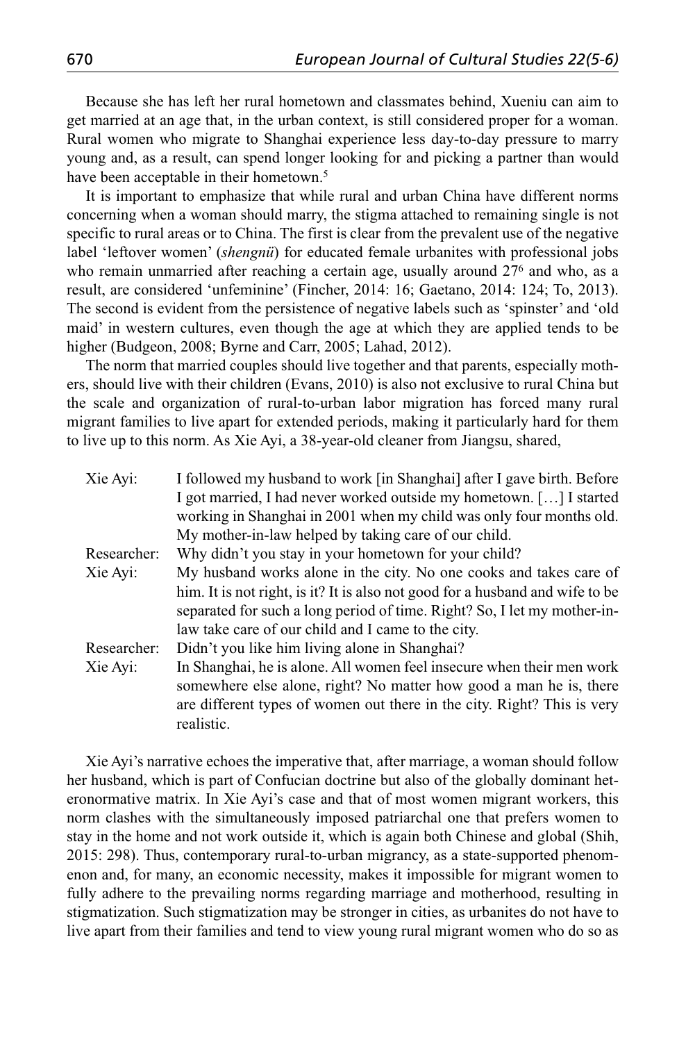Because she has left her rural hometown and classmates behind, Xueniu can aim to get married at an age that, in the urban context, is still considered proper for a woman. Rural women who migrate to Shanghai experience less day-to-day pressure to marry young and, as a result, can spend longer looking for and picking a partner than would have been acceptable in their hometown.[5]

It is important to emphasize that while rural and urban China have different norms concerning when a woman should marry, the stigma attached to remaining single is not specific to rural areas or to China. The first is clear from the prevalent use of the negative label 'leftover women' (*shengnü*) for educated female urbanites with professional jobs who remain unmarried after reaching a certain age, usually around 27[6] and who, as a result, are considered 'unfeminine' (Fincher, 2014: 16; Gaetano, 2014: 124; To, 2013). The second is evident from the persistence of negative labels such as 'spinster' and 'old maid' in western cultures, even though the age at which they are applied tends to be higher (Budgeon, 2008; Byrne and Carr, 2005; Lahad, 2012).

The norm that married couples should live together and that parents, especially mothers, should live with their children (Evans, 2010) is also not exclusive to rural China but the scale and organization of rural-to-urban labor migration has forced many rural migrant families to live apart for extended periods, making it particularly hard for them to live up to this norm. As Xie Ayi, a 38-year-old cleaner from Jiangsu, shared,

| | |
|---|---|
| Xie Ayi: | I followed my husband to work [in Shanghai] after I gave birth. Before I got married, I had never worked outside my hometown. […] I started working in Shanghai in 2001 when my child was only four months old. My mother-in-law helped by taking care of our child. |
| Researcher: | Why didn't you stay in your hometown for your child? |
| Xie Ayi: | My husband works alone in the city. No one cooks and takes care of him. It is not right, is it? It is also not good for a husband and wife to be separated for such a long period of time. Right? So, I let my mother-in-law take care of our child and I came to the city. |
| Researcher: | Didn't you like him living alone in Shanghai? |
| Xie Ayi: | In Shanghai, he is alone. All women feel insecure when their men work somewhere else alone, right? No matter how good a man he is, there are different types of women out there in the city. Right? This is very realistic. |

Xie Ayi's narrative echoes the imperative that, after marriage, a woman should follow her husband, which is part of Confucian doctrine but also of the globally dominant heteronormative matrix. In Xie Ayi's case and that of most women migrant workers, this norm clashes with the simultaneously imposed patriarchal one that prefers women to stay in the home and not work outside it, which is again both Chinese and global (Shih, 2015: 298). Thus, contemporary rural-to-urban migrancy, as a state-supported phenomenon and, for many, an economic necessity, makes it impossible for migrant women to fully adhere to the prevailing norms regarding marriage and motherhood, resulting in stigmatization. Such stigmatization may be stronger in cities, as urbanites do not have to live apart from their families and tend to view young rural migrant women who do so as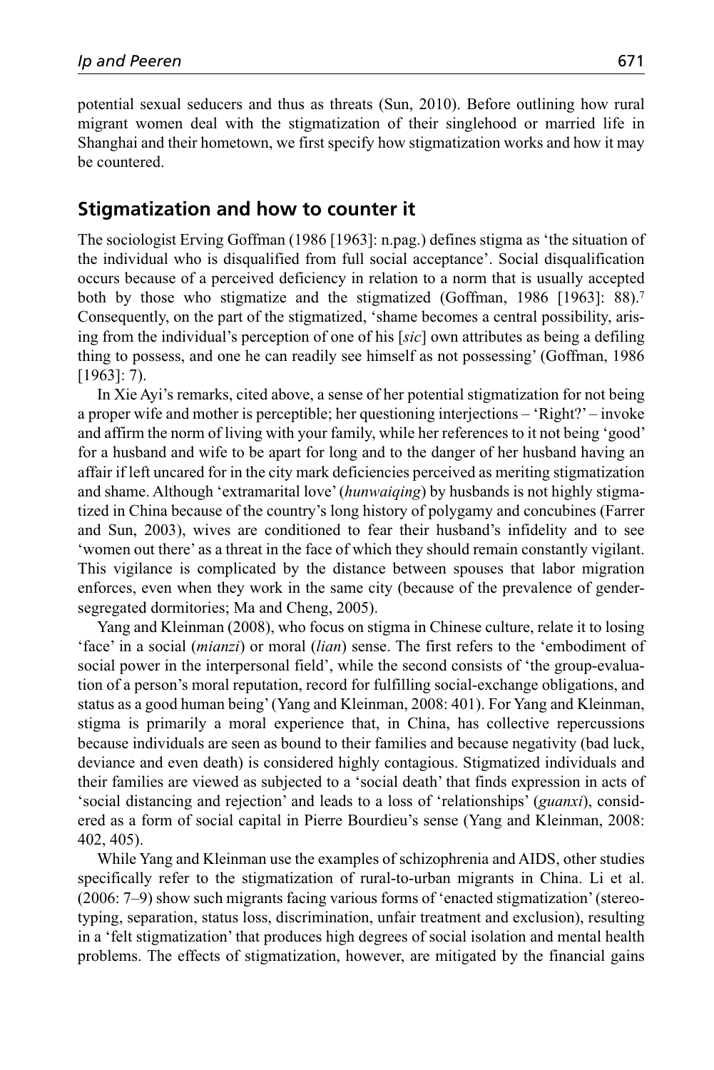potential sexual seducers and thus as threats (Sun, 2010). Before outlining how rural migrant women deal with the stigmatization of their singlehood or married life in Shanghai and their hometown, we first specify how stigmatization works and how it may be countered.

## Stigmatization and how to counter it

The sociologist Erving Goffman (1986 [1963]: n.pag.) defines stigma as 'the situation of the individual who is disqualified from full social acceptance'. Social disqualification occurs because of a perceived deficiency in relation to a norm that is usually accepted both by those who stigmatize and the stigmatized (Goffman, 1986 [1963]: 88).[7] Consequently, on the part of the stigmatized, 'shame becomes a central possibility, arising from the individual's perception of one of his [*sic*] own attributes as being a defiling thing to possess, and one he can readily see himself as not possessing' (Goffman, 1986 [1963]: 7).

In Xie Ayi's remarks, cited above, a sense of her potential stigmatization for not being a proper wife and mother is perceptible; her questioning interjections – 'Right?' – invoke and affirm the norm of living with your family, while her references to it not being 'good' for a husband and wife to be apart for long and to the danger of her husband having an affair if left uncared for in the city mark deficiencies perceived as meriting stigmatization and shame. Although 'extramarital love' (*hunwaiqing*) by husbands is not highly stigmatized in China because of the country's long history of polygamy and concubines (Farrer and Sun, 2003), wives are conditioned to fear their husband's infidelity and to see 'women out there' as a threat in the face of which they should remain constantly vigilant. This vigilance is complicated by the distance between spouses that labor migration enforces, even when they work in the same city (because of the prevalence of gender-segregated dormitories; Ma and Cheng, 2005).

Yang and Kleinman (2008), who focus on stigma in Chinese culture, relate it to losing 'face' in a social (*mianzi*) or moral (*lian*) sense. The first refers to the 'embodiment of social power in the interpersonal field', while the second consists of 'the group-evaluation of a person's moral reputation, record for fulfilling social-exchange obligations, and status as a good human being' (Yang and Kleinman, 2008: 401). For Yang and Kleinman, stigma is primarily a moral experience that, in China, has collective repercussions because individuals are seen as bound to their families and because negativity (bad luck, deviance and even death) is considered highly contagious. Stigmatized individuals and their families are viewed as subjected to a 'social death' that finds expression in acts of 'social distancing and rejection' and leads to a loss of 'relationships' (*guanxi*), considered as a form of social capital in Pierre Bourdieu's sense (Yang and Kleinman, 2008: 402, 405).

While Yang and Kleinman use the examples of schizophrenia and AIDS, other studies specifically refer to the stigmatization of rural-to-urban migrants in China. Li et al. (2006: 7–9) show such migrants facing various forms of 'enacted stigmatization' (stereotyping, separation, status loss, discrimination, unfair treatment and exclusion), resulting in a 'felt stigmatization' that produces high degrees of social isolation and mental health problems. The effects of stigmatization, however, are mitigated by the financial gains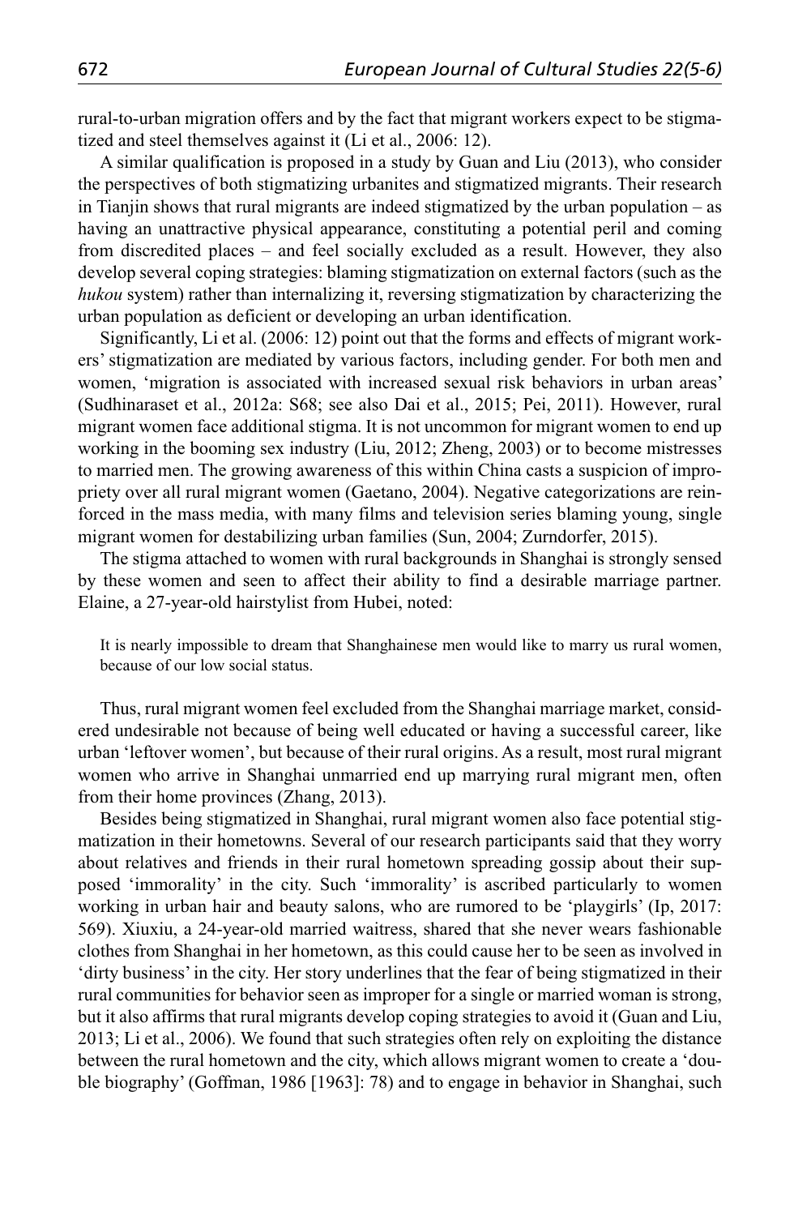rural-to-urban migration offers and by the fact that migrant workers expect to be stigmatized and steel themselves against it (Li et al., 2006: 12).

A similar qualification is proposed in a study by Guan and Liu (2013), who consider the perspectives of both stigmatizing urbanites and stigmatized migrants. Their research in Tianjin shows that rural migrants are indeed stigmatized by the urban population – as having an unattractive physical appearance, constituting a potential peril and coming from discredited places – and feel socially excluded as a result. However, they also develop several coping strategies: blaming stigmatization on external factors (such as the *hukou* system) rather than internalizing it, reversing stigmatization by characterizing the urban population as deficient or developing an urban identification.

Significantly, Li et al. (2006: 12) point out that the forms and effects of migrant workers' stigmatization are mediated by various factors, including gender. For both men and women, 'migration is associated with increased sexual risk behaviors in urban areas' (Sudhinaraset et al., 2012a: S68; see also Dai et al., 2015; Pei, 2011). However, rural migrant women face additional stigma. It is not uncommon for migrant women to end up working in the booming sex industry (Liu, 2012; Zheng, 2003) or to become mistresses to married men. The growing awareness of this within China casts a suspicion of impropriety over all rural migrant women (Gaetano, 2004). Negative categorizations are reinforced in the mass media, with many films and television series blaming young, single migrant women for destabilizing urban families (Sun, 2004; Zurndorfer, 2015).

The stigma attached to women with rural backgrounds in Shanghai is strongly sensed by these women and seen to affect their ability to find a desirable marriage partner. Elaine, a 27-year-old hairstylist from Hubei, noted:

> It is nearly impossible to dream that Shanghainese men would like to marry us rural women, because of our low social status.

Thus, rural migrant women feel excluded from the Shanghai marriage market, considered undesirable not because of being well educated or having a successful career, like urban 'leftover women', but because of their rural origins. As a result, most rural migrant women who arrive in Shanghai unmarried end up marrying rural migrant men, often from their home provinces (Zhang, 2013).

Besides being stigmatized in Shanghai, rural migrant women also face potential stigmatization in their hometowns. Several of our research participants said that they worry about relatives and friends in their rural hometown spreading gossip about their supposed 'immorality' in the city. Such 'immorality' is ascribed particularly to women working in urban hair and beauty salons, who are rumored to be 'playgirls' (Ip, 2017: 569). Xiuxiu, a 24-year-old married waitress, shared that she never wears fashionable clothes from Shanghai in her hometown, as this could cause her to be seen as involved in 'dirty business' in the city. Her story underlines that the fear of being stigmatized in their rural communities for behavior seen as improper for a single or married woman is strong, but it also affirms that rural migrants develop coping strategies to avoid it (Guan and Liu, 2013; Li et al., 2006). We found that such strategies often rely on exploiting the distance between the rural hometown and the city, which allows migrant women to create a 'double biography' (Goffman, 1986 [1963]: 78) and to engage in behavior in Shanghai, such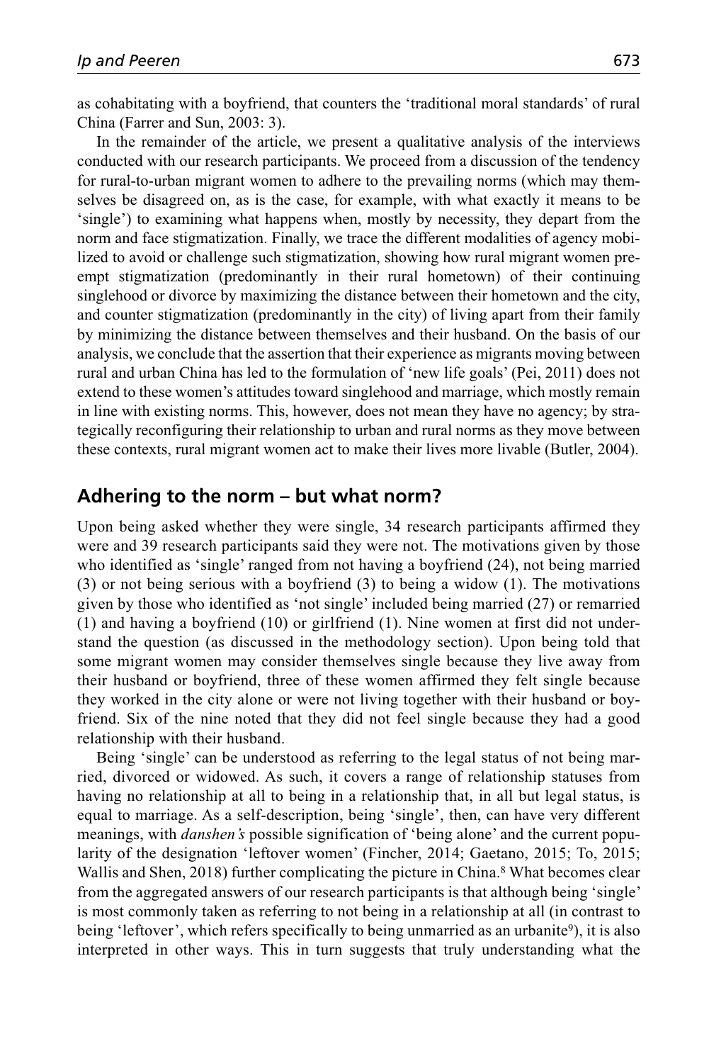as cohabitating with a boyfriend, that counters the 'traditional moral standards' of rural China (Farrer and Sun, 2003: 3).

In the remainder of the article, we present a qualitative analysis of the interviews conducted with our research participants. We proceed from a discussion of the tendency for rural-to-urban migrant women to adhere to the prevailing norms (which may themselves be disagreed on, as is the case, for example, with what exactly it means to be 'single') to examining what happens when, mostly by necessity, they depart from the norm and face stigmatization. Finally, we trace the different modalities of agency mobilized to avoid or challenge such stigmatization, showing how rural migrant women preempt stigmatization (predominantly in their rural hometown) of their continuing singlehood or divorce by maximizing the distance between their hometown and the city, and counter stigmatization (predominantly in the city) of living apart from their family by minimizing the distance between themselves and their husband. On the basis of our analysis, we conclude that the assertion that their experience as migrants moving between rural and urban China has led to the formulation of 'new life goals' (Pei, 2011) does not extend to these women's attitudes toward singlehood and marriage, which mostly remain in line with existing norms. This, however, does not mean they have no agency; by strategically reconfiguring their relationship to urban and rural norms as they move between these contexts, rural migrant women act to make their lives more livable (Butler, 2004).

## Adhering to the norm – but what norm?

Upon being asked whether they were single, 34 research participants affirmed they were and 39 research participants said they were not. The motivations given by those who identified as 'single' ranged from not having a boyfriend (24), not being married (3) or not being serious with a boyfriend (3) to being a widow (1). The motivations given by those who identified as 'not single' included being married (27) or remarried (1) and having a boyfriend (10) or girlfriend (1). Nine women at first did not understand the question (as discussed in the methodology section). Upon being told that some migrant women may consider themselves single because they live away from their husband or boyfriend, three of these women affirmed they felt single because they worked in the city alone or were not living together with their husband or boyfriend. Six of the nine noted that they did not feel single because they had a good relationship with their husband.

Being 'single' can be understood as referring to the legal status of not being married, divorced or widowed. As such, it covers a range of relationship statuses from having no relationship at all to being in a relationship that, in all but legal status, is equal to marriage. As a self-description, being 'single', then, can have very different meanings, with *danshen's* possible signification of 'being alone' and the current popularity of the designation 'leftover women' (Fincher, 2014; Gaetano, 2015; To, 2015; Wallis and Shen, 2018) further complicating the picture in China.[8] What becomes clear from the aggregated answers of our research participants is that although being 'single' is most commonly taken as referring to not being in a relationship at all (in contrast to being 'leftover', which refers specifically to being unmarried as an urbanite[9]), it is also interpreted in other ways. This in turn suggests that truly understanding what the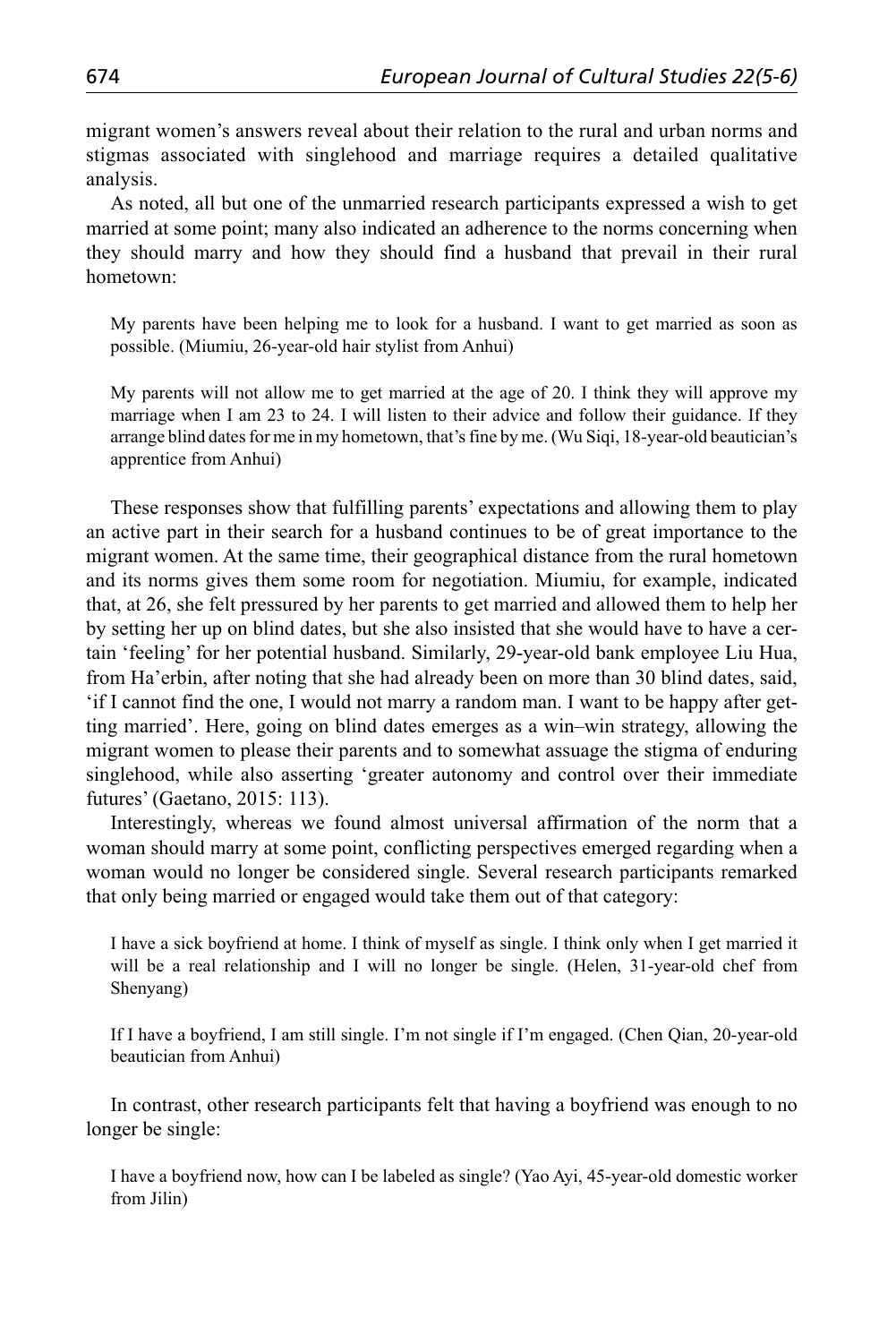migrant women's answers reveal about their relation to the rural and urban norms and stigmas associated with singlehood and marriage requires a detailed qualitative analysis.

As noted, all but one of the unmarried research participants expressed a wish to get married at some point; many also indicated an adherence to the norms concerning when they should marry and how they should find a husband that prevail in their rural hometown:

> My parents have been helping me to look for a husband. I want to get married as soon as possible. (Miumiu, 26-year-old hair stylist from Anhui)

> My parents will not allow me to get married at the age of 20. I think they will approve my marriage when I am 23 to 24. I will listen to their advice and follow their guidance. If they arrange blind dates for me in my hometown, that's fine by me. (Wu Siqi, 18-year-old beautician's apprentice from Anhui)

These responses show that fulfilling parents' expectations and allowing them to play an active part in their search for a husband continues to be of great importance to the migrant women. At the same time, their geographical distance from the rural hometown and its norms gives them some room for negotiation. Miumiu, for example, indicated that, at 26, she felt pressured by her parents to get married and allowed them to help her by setting her up on blind dates, but she also insisted that she would have to have a certain 'feeling' for her potential husband. Similarly, 29-year-old bank employee Liu Hua, from Ha'erbin, after noting that she had already been on more than 30 blind dates, said, 'if I cannot find the one, I would not marry a random man. I want to be happy after getting married'. Here, going on blind dates emerges as a win–win strategy, allowing the migrant women to please their parents and to somewhat assuage the stigma of enduring singlehood, while also asserting 'greater autonomy and control over their immediate futures' (Gaetano, 2015: 113).

Interestingly, whereas we found almost universal affirmation of the norm that a woman should marry at some point, conflicting perspectives emerged regarding when a woman would no longer be considered single. Several research participants remarked that only being married or engaged would take them out of that category:

> I have a sick boyfriend at home. I think of myself as single. I think only when I get married it will be a real relationship and I will no longer be single. (Helen, 31-year-old chef from Shenyang)

> If I have a boyfriend, I am still single. I'm not single if I'm engaged. (Chen Qian, 20-year-old beautician from Anhui)

In contrast, other research participants felt that having a boyfriend was enough to no longer be single:

> I have a boyfriend now, how can I be labeled as single? (Yao Ayi, 45-year-old domestic worker from Jilin)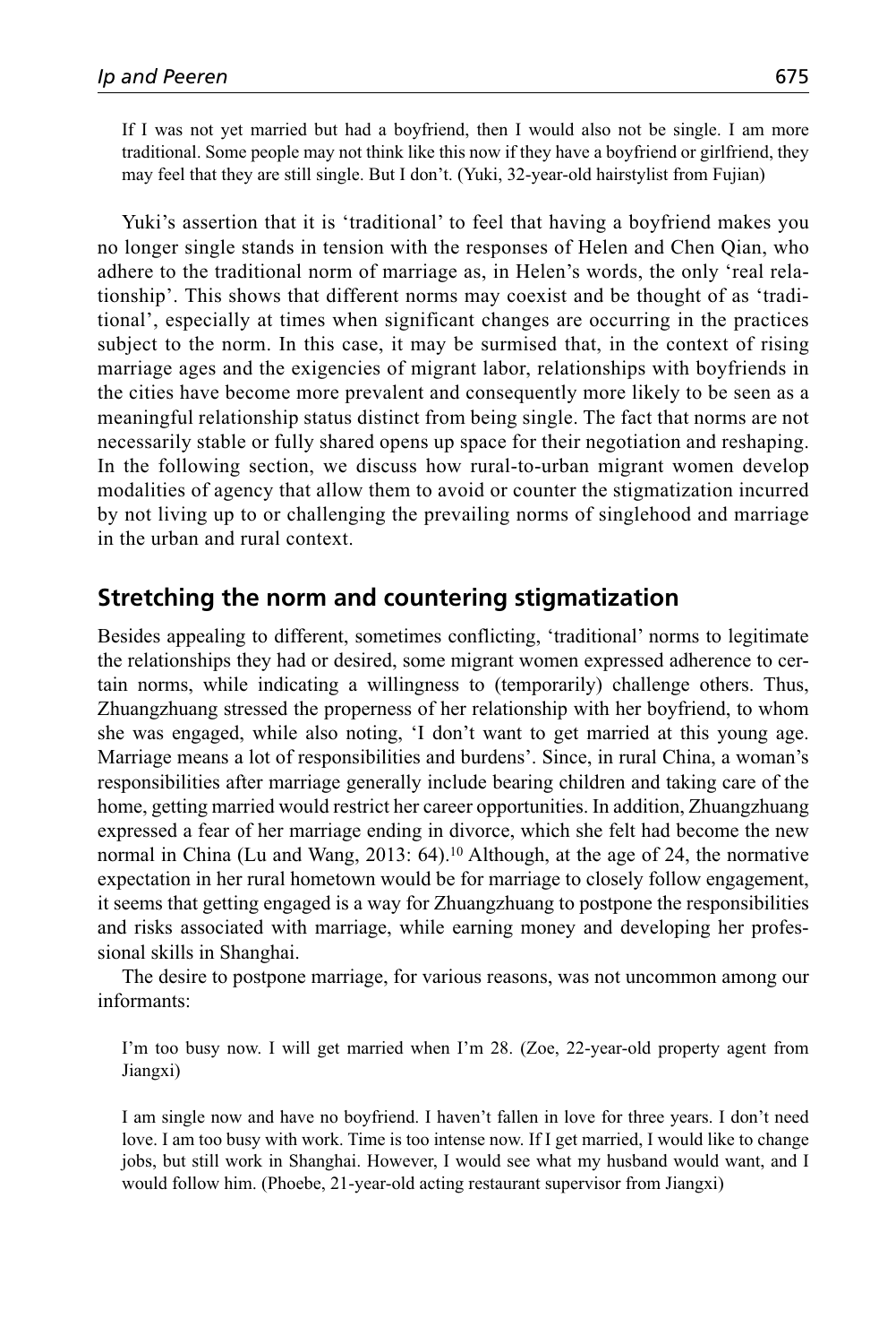> If I was not yet married but had a boyfriend, then I would also not be single. I am more traditional. Some people may not think like this now if they have a boyfriend or girlfriend, they may feel that they are still single. But I don't. (Yuki, 32-year-old hairstylist from Fujian)

Yuki's assertion that it is 'traditional' to feel that having a boyfriend makes you no longer single stands in tension with the responses of Helen and Chen Qian, who adhere to the traditional norm of marriage as, in Helen's words, the only 'real relationship'. This shows that different norms may coexist and be thought of as 'traditional', especially at times when significant changes are occurring in the practices subject to the norm. In this case, it may be surmised that, in the context of rising marriage ages and the exigencies of migrant labor, relationships with boyfriends in the cities have become more prevalent and consequently more likely to be seen as a meaningful relationship status distinct from being single. The fact that norms are not necessarily stable or fully shared opens up space for their negotiation and reshaping. In the following section, we discuss how rural-to-urban migrant women develop modalities of agency that allow them to avoid or counter the stigmatization incurred by not living up to or challenging the prevailing norms of singlehood and marriage in the urban and rural context.

## Stretching the norm and countering stigmatization

Besides appealing to different, sometimes conflicting, 'traditional' norms to legitimate the relationships they had or desired, some migrant women expressed adherence to certain norms, while indicating a willingness to (temporarily) challenge others. Thus, Zhuangzhuang stressed the properness of her relationship with her boyfriend, to whom she was engaged, while also noting, 'I don't want to get married at this young age. Marriage means a lot of responsibilities and burdens'. Since, in rural China, a woman's responsibilities after marriage generally include bearing children and taking care of the home, getting married would restrict her career opportunities. In addition, Zhuangzhuang expressed a fear of her marriage ending in divorce, which she felt had become the new normal in China (Lu and Wang, 2013: 64).[10] Although, at the age of 24, the normative expectation in her rural hometown would be for marriage to closely follow engagement, it seems that getting engaged is a way for Zhuangzhuang to postpone the responsibilities and risks associated with marriage, while earning money and developing her professional skills in Shanghai.

The desire to postpone marriage, for various reasons, was not uncommon among our informants:

> I'm too busy now. I will get married when I'm 28. (Zoe, 22-year-old property agent from Jiangxi)

> I am single now and have no boyfriend. I haven't fallen in love for three years. I don't need love. I am too busy with work. Time is too intense now. If I get married, I would like to change jobs, but still work in Shanghai. However, I would see what my husband would want, and I would follow him. (Phoebe, 21-year-old acting restaurant supervisor from Jiangxi)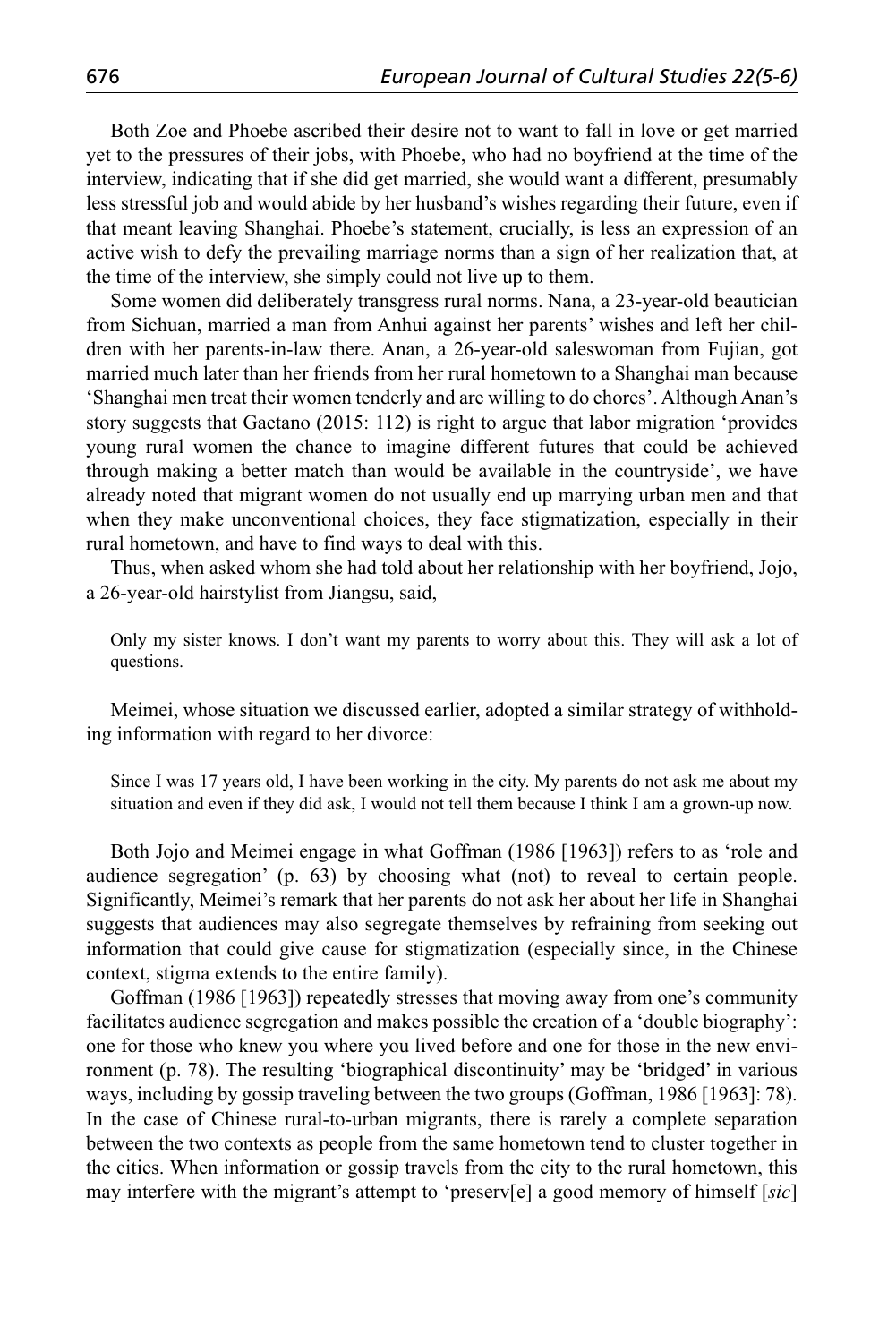Both Zoe and Phoebe ascribed their desire not to want to fall in love or get married yet to the pressures of their jobs, with Phoebe, who had no boyfriend at the time of the interview, indicating that if she did get married, she would want a different, presumably less stressful job and would abide by her husband's wishes regarding their future, even if that meant leaving Shanghai. Phoebe's statement, crucially, is less an expression of an active wish to defy the prevailing marriage norms than a sign of her realization that, at the time of the interview, she simply could not live up to them.

Some women did deliberately transgress rural norms. Nana, a 23-year-old beautician from Sichuan, married a man from Anhui against her parents' wishes and left her children with her parents-in-law there. Anan, a 26-year-old saleswoman from Fujian, got married much later than her friends from her rural hometown to a Shanghai man because 'Shanghai men treat their women tenderly and are willing to do chores'. Although Anan's story suggests that Gaetano (2015: 112) is right to argue that labor migration 'provides young rural women the chance to imagine different futures that could be achieved through making a better match than would be available in the countryside', we have already noted that migrant women do not usually end up marrying urban men and that when they make unconventional choices, they face stigmatization, especially in their rural hometown, and have to find ways to deal with this.

Thus, when asked whom she had told about her relationship with her boyfriend, Jojo, a 26-year-old hairstylist from Jiangsu, said,

> Only my sister knows. I don't want my parents to worry about this. They will ask a lot of questions.

Meimei, whose situation we discussed earlier, adopted a similar strategy of withholding information with regard to her divorce:

> Since I was 17 years old, I have been working in the city. My parents do not ask me about my situation and even if they did ask, I would not tell them because I think I am a grown-up now.

Both Jojo and Meimei engage in what Goffman (1986 [1963]) refers to as 'role and audience segregation' (p. 63) by choosing what (not) to reveal to certain people. Significantly, Meimei's remark that her parents do not ask her about her life in Shanghai suggests that audiences may also segregate themselves by refraining from seeking out information that could give cause for stigmatization (especially since, in the Chinese context, stigma extends to the entire family).

Goffman (1986 [1963]) repeatedly stresses that moving away from one's community facilitates audience segregation and makes possible the creation of a 'double biography': one for those who knew you where you lived before and one for those in the new environment (p. 78). The resulting 'biographical discontinuity' may be 'bridged' in various ways, including by gossip traveling between the two groups (Goffman, 1986 [1963]: 78). In the case of Chinese rural-to-urban migrants, there is rarely a complete separation between the two contexts as people from the same hometown tend to cluster together in the cities. When information or gossip travels from the city to the rural hometown, this may interfere with the migrant's attempt to 'preserv[e] a good memory of himself [*sic*]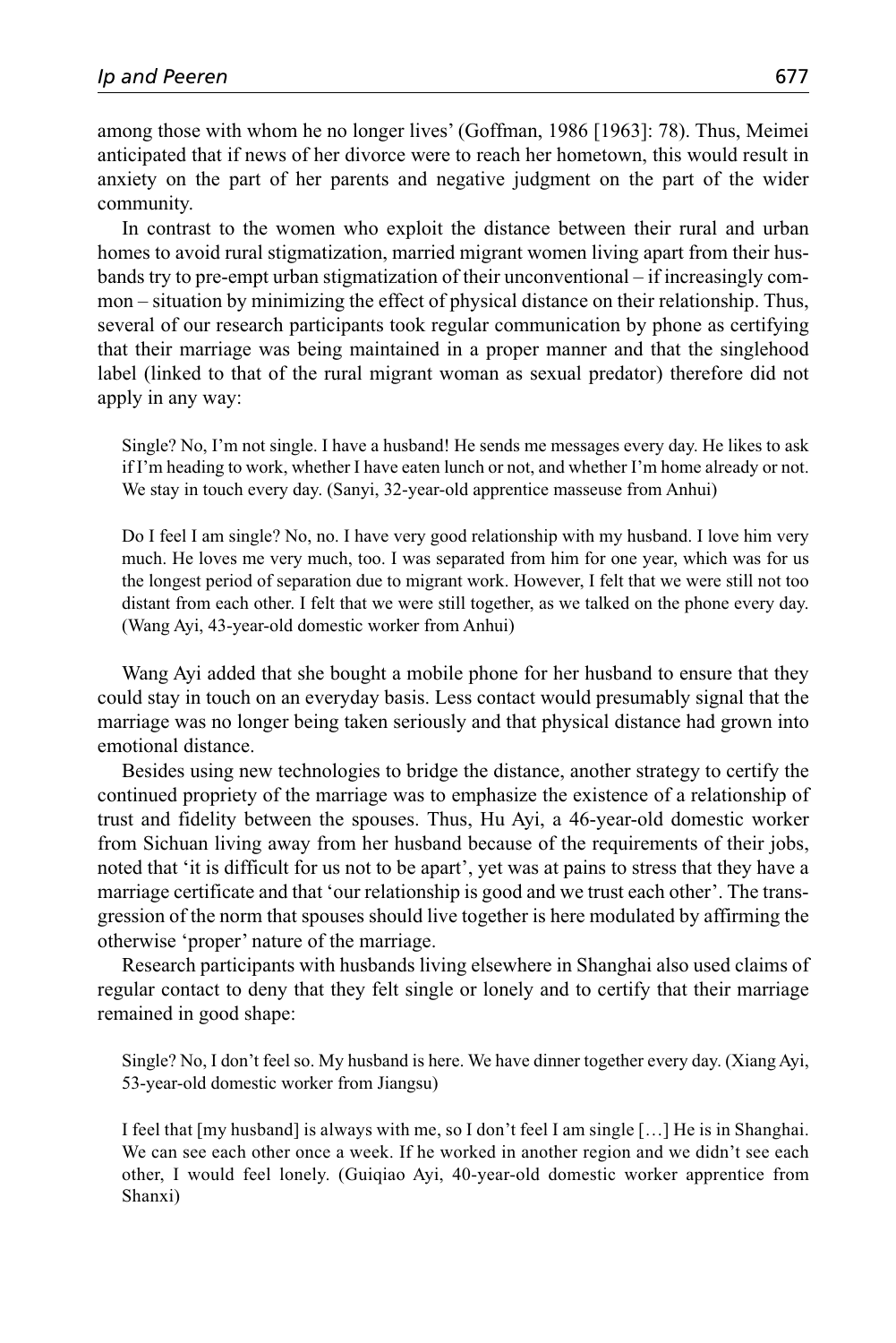among those with whom he no longer lives' (Goffman, 1986 [1963]: 78). Thus, Meimei anticipated that if news of her divorce were to reach her hometown, this would result in anxiety on the part of her parents and negative judgment on the part of the wider community.

In contrast to the women who exploit the distance between their rural and urban homes to avoid rural stigmatization, married migrant women living apart from their husbands try to pre-empt urban stigmatization of their unconventional – if increasingly common – situation by minimizing the effect of physical distance on their relationship. Thus, several of our research participants took regular communication by phone as certifying that their marriage was being maintained in a proper manner and that the singlehood label (linked to that of the rural migrant woman as sexual predator) therefore did not apply in any way:

> Single? No, I'm not single. I have a husband! He sends me messages every day. He likes to ask if I'm heading to work, whether I have eaten lunch or not, and whether I'm home already or not. We stay in touch every day. (Sanyi, 32-year-old apprentice masseuse from Anhui)

> Do I feel I am single? No, no. I have very good relationship with my husband. I love him very much. He loves me very much, too. I was separated from him for one year, which was for us the longest period of separation due to migrant work. However, I felt that we were still not too distant from each other. I felt that we were still together, as we talked on the phone every day. (Wang Ayi, 43-year-old domestic worker from Anhui)

Wang Ayi added that she bought a mobile phone for her husband to ensure that they could stay in touch on an everyday basis. Less contact would presumably signal that the marriage was no longer being taken seriously and that physical distance had grown into emotional distance.

Besides using new technologies to bridge the distance, another strategy to certify the continued propriety of the marriage was to emphasize the existence of a relationship of trust and fidelity between the spouses. Thus, Hu Ayi, a 46-year-old domestic worker from Sichuan living away from her husband because of the requirements of their jobs, noted that 'it is difficult for us not to be apart', yet was at pains to stress that they have a marriage certificate and that 'our relationship is good and we trust each other'. The transgression of the norm that spouses should live together is here modulated by affirming the otherwise 'proper' nature of the marriage.

Research participants with husbands living elsewhere in Shanghai also used claims of regular contact to deny that they felt single or lonely and to certify that their marriage remained in good shape:

> Single? No, I don't feel so. My husband is here. We have dinner together every day. (Xiang Ayi, 53-year-old domestic worker from Jiangsu)

> I feel that [my husband] is always with me, so I don't feel I am single […] He is in Shanghai. We can see each other once a week. If he worked in another region and we didn't see each other, I would feel lonely. (Guiqiao Ayi, 40-year-old domestic worker apprentice from Shanxi)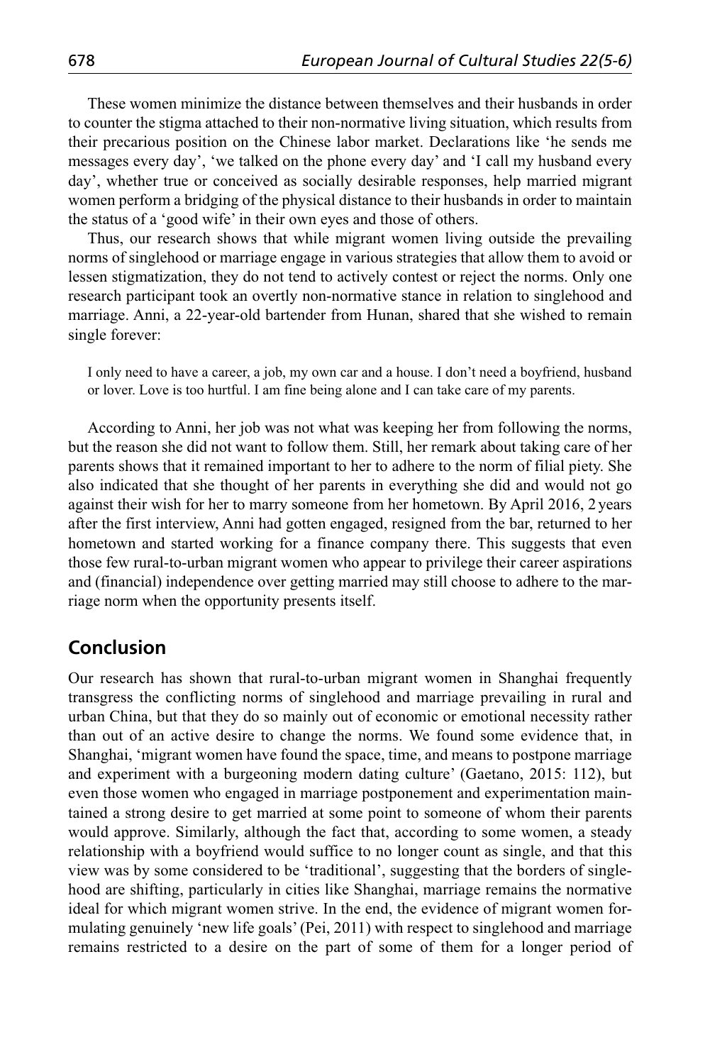These women minimize the distance between themselves and their husbands in order to counter the stigma attached to their non-normative living situation, which results from their precarious position on the Chinese labor market. Declarations like 'he sends me messages every day', 'we talked on the phone every day' and 'I call my husband every day', whether true or conceived as socially desirable responses, help married migrant women perform a bridging of the physical distance to their husbands in order to maintain the status of a 'good wife' in their own eyes and those of others.

Thus, our research shows that while migrant women living outside the prevailing norms of singlehood or marriage engage in various strategies that allow them to avoid or lessen stigmatization, they do not tend to actively contest or reject the norms. Only one research participant took an overtly non-normative stance in relation to singlehood and marriage. Anni, a 22-year-old bartender from Hunan, shared that she wished to remain single forever:

> I only need to have a career, a job, my own car and a house. I don't need a boyfriend, husband or lover. Love is too hurtful. I am fine being alone and I can take care of my parents.

According to Anni, her job was not what was keeping her from following the norms, but the reason she did not want to follow them. Still, her remark about taking care of her parents shows that it remained important to her to adhere to the norm of filial piety. She also indicated that she thought of her parents in everything she did and would not go against their wish for her to marry someone from her hometown. By April 2016, 2 years after the first interview, Anni had gotten engaged, resigned from the bar, returned to her hometown and started working for a finance company there. This suggests that even those few rural-to-urban migrant women who appear to privilege their career aspirations and (financial) independence over getting married may still choose to adhere to the marriage norm when the opportunity presents itself.

## Conclusion

Our research has shown that rural-to-urban migrant women in Shanghai frequently transgress the conflicting norms of singlehood and marriage prevailing in rural and urban China, but that they do so mainly out of economic or emotional necessity rather than out of an active desire to change the norms. We found some evidence that, in Shanghai, 'migrant women have found the space, time, and means to postpone marriage and experiment with a burgeoning modern dating culture' (Gaetano, 2015: 112), but even those women who engaged in marriage postponement and experimentation maintained a strong desire to get married at some point to someone of whom their parents would approve. Similarly, although the fact that, according to some women, a steady relationship with a boyfriend would suffice to no longer count as single, and that this view was by some considered to be 'traditional', suggesting that the borders of singlehood are shifting, particularly in cities like Shanghai, marriage remains the normative ideal for which migrant women strive. In the end, the evidence of migrant women formulating genuinely 'new life goals' (Pei, 2011) with respect to singlehood and marriage remains restricted to a desire on the part of some of them for a longer period of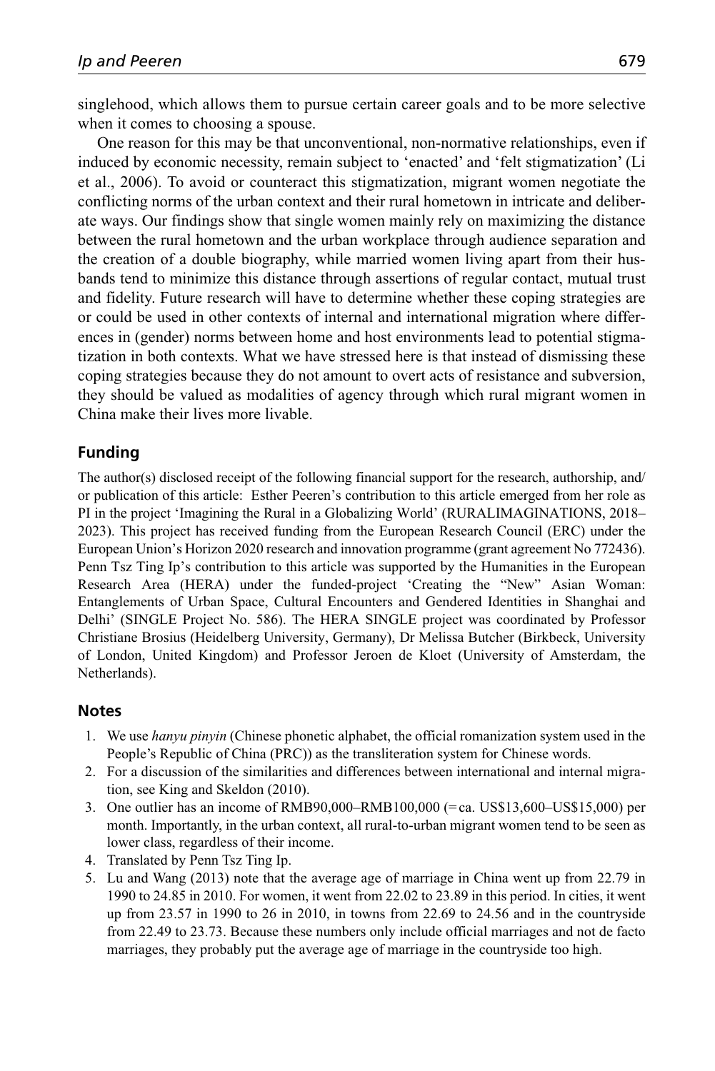singlehood, which allows them to pursue certain career goals and to be more selective when it comes to choosing a spouse.

One reason for this may be that unconventional, non-normative relationships, even if induced by economic necessity, remain subject to 'enacted' and 'felt stigmatization' (Li et al., 2006). To avoid or counteract this stigmatization, migrant women negotiate the conflicting norms of the urban context and their rural hometown in intricate and deliberate ways. Our findings show that single women mainly rely on maximizing the distance between the rural hometown and the urban workplace through audience separation and the creation of a double biography, while married women living apart from their husbands tend to minimize this distance through assertions of regular contact, mutual trust and fidelity. Future research will have to determine whether these coping strategies are or could be used in other contexts of internal and international migration where differences in (gender) norms between home and host environments lead to potential stigmatization in both contexts. What we have stressed here is that instead of dismissing these coping strategies because they do not amount to overt acts of resistance and subversion, they should be valued as modalities of agency through which rural migrant women in China make their lives more livable.

## Funding

The author(s) disclosed receipt of the following financial support for the research, authorship, and/or publication of this article: Esther Peeren's contribution to this article emerged from her role as PI in the project 'Imagining the Rural in a Globalizing World' (RURALIMAGINATIONS, 2018–2023). This project has received funding from the European Research Council (ERC) under the European Union's Horizon 2020 research and innovation programme (grant agreement No 772436). Penn Tsz Ting Ip's contribution to this article was supported by the Humanities in the European Research Area (HERA) under the funded-project 'Creating the "New" Asian Woman: Entanglements of Urban Space, Cultural Encounters and Gendered Identities in Shanghai and Delhi' (SINGLE Project No. 586). The HERA SINGLE project was coordinated by Professor Christiane Brosius (Heidelberg University, Germany), Dr Melissa Butcher (Birkbeck, University of London, United Kingdom) and Professor Jeroen de Kloet (University of Amsterdam, the Netherlands).

## Notes

1. We use *hanyu pinyin* (Chinese phonetic alphabet, the official romanization system used in the People's Republic of China (PRC)) as the transliteration system for Chinese words.
2. For a discussion of the similarities and differences between international and internal migration, see King and Skeldon (2010).
3. One outlier has an income of RMB90,000–RMB100,000 (= ca. US$13,600–US$15,000) per month. Importantly, in the urban context, all rural-to-urban migrant women tend to be seen as lower class, regardless of their income.
4. Translated by Penn Tsz Ting Ip.
5. Lu and Wang (2013) note that the average age of marriage in China went up from 22.79 in 1990 to 24.85 in 2010. For women, it went from 22.02 to 23.89 in this period. In cities, it went up from 23.57 in 1990 to 26 in 2010, in towns from 22.69 to 24.56 and in the countryside from 22.49 to 23.73. Because these numbers only include official marriages and not de facto marriages, they probably put the average age of marriage in the countryside too high.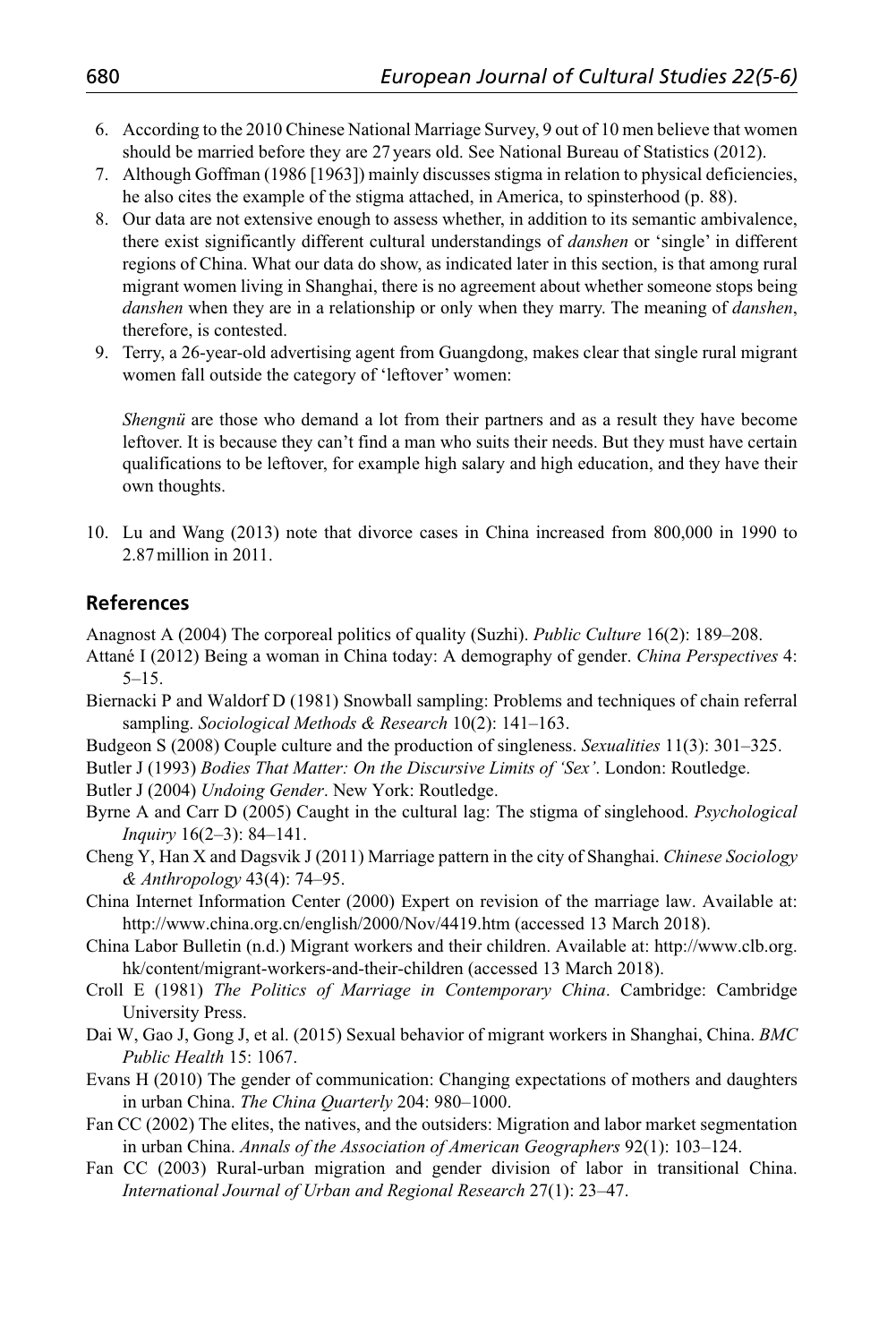6. According to the 2010 Chinese National Marriage Survey, 9 out of 10 men believe that women should be married before they are 27 years old. See National Bureau of Statistics (2012).
7. Although Goffman (1986 [1963]) mainly discusses stigma in relation to physical deficiencies, he also cites the example of the stigma attached, in America, to spinsterhood (p. 88).
8. Our data are not extensive enough to assess whether, in addition to its semantic ambivalence, there exist significantly different cultural understandings of *danshen* or 'single' in different regions of China. What our data do show, as indicated later in this section, is that among rural migrant women living in Shanghai, there is no agreement about whether someone stops being *danshen* when they are in a relationship or only when they marry. The meaning of *danshen*, therefore, is contested.
9. Terry, a 26-year-old advertising agent from Guangdong, makes clear that single rural migrant women fall outside the category of 'leftover' women:

   *Shengnü* are those who demand a lot from their partners and as a result they have become leftover. It is because they can't find a man who suits their needs. But they must have certain qualifications to be leftover, for example high salary and high education, and they have their own thoughts.

10. Lu and Wang (2013) note that divorce cases in China increased from 800,000 in 1990 to 2.87 million in 2011.

## References

Anagnost A (2004) The corporeal politics of quality (Suzhi). *Public Culture* 16(2): 189–208.

Attané I (2012) Being a woman in China today: A demography of gender. *China Perspectives* 4: 5–15.

Biernacki P and Waldorf D (1981) Snowball sampling: Problems and techniques of chain referral sampling. *Sociological Methods & Research* 10(2): 141–163.

Budgeon S (2008) Couple culture and the production of singleness. *Sexualities* 11(3): 301–325.

Butler J (1993) *Bodies That Matter: On the Discursive Limits of 'Sex'*. London: Routledge.

Butler J (2004) *Undoing Gender*. New York: Routledge.

Byrne A and Carr D (2005) Caught in the cultural lag: The stigma of singlehood. *Psychological Inquiry* 16(2–3): 84–141.

Cheng Y, Han X and Dagsvik J (2011) Marriage pattern in the city of Shanghai. *Chinese Sociology & Anthropology* 43(4): 74–95.

China Internet Information Center (2000) Expert on revision of the marriage law. Available at: http://www.china.org.cn/english/2000/Nov/4419.htm (accessed 13 March 2018).

China Labor Bulletin (n.d.) Migrant workers and their children. Available at: http://www.clb.org.hk/content/migrant-workers-and-their-children (accessed 13 March 2018).

Croll E (1981) *The Politics of Marriage in Contemporary China*. Cambridge: Cambridge University Press.

Dai W, Gao J, Gong J, et al. (2015) Sexual behavior of migrant workers in Shanghai, China. *BMC Public Health* 15: 1067.

Evans H (2010) The gender of communication: Changing expectations of mothers and daughters in urban China. *The China Quarterly* 204: 980–1000.

Fan CC (2002) The elites, the natives, and the outsiders: Migration and labor market segmentation in urban China. *Annals of the Association of American Geographers* 92(1): 103–124.

Fan CC (2003) Rural-urban migration and gender division of labor in transitional China. *International Journal of Urban and Regional Research* 27(1): 23–47.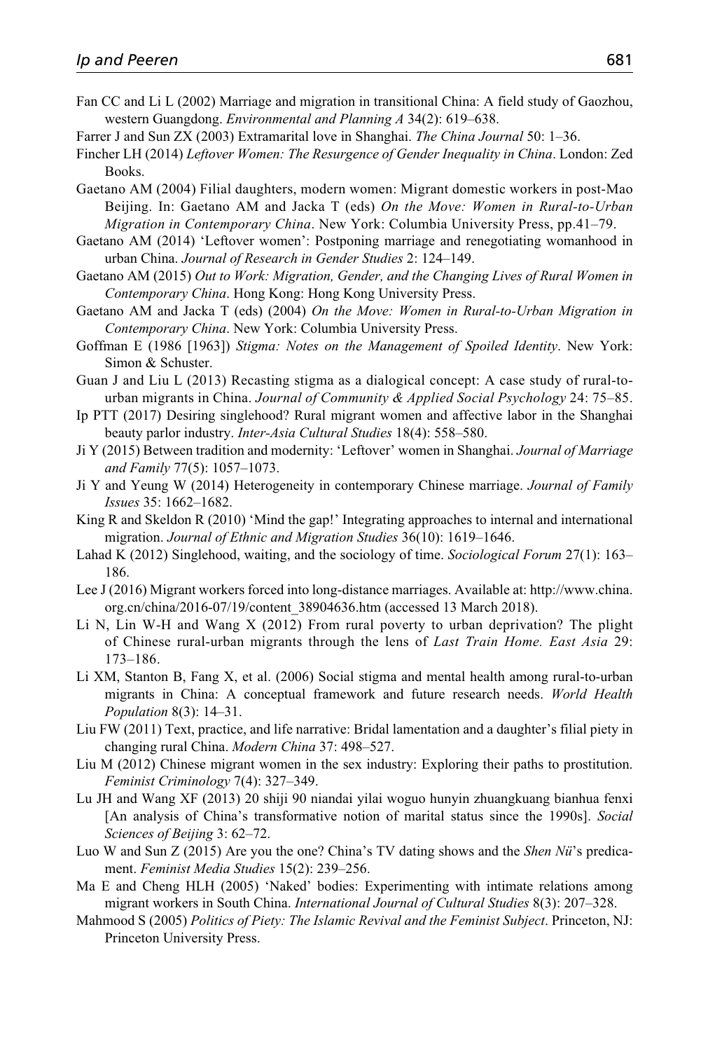Fan CC and Li L (2002) Marriage and migration in transitional China: A field study of Gaozhou, western Guangdong. *Environmental and Planning A* 34(2): 619–638.

Farrer J and Sun ZX (2003) Extramarital love in Shanghai. *The China Journal* 50: 1–36.

Fincher LH (2014) *Leftover Women: The Resurgence of Gender Inequality in China*. London: Zed Books.

Gaetano AM (2004) Filial daughters, modern women: Migrant domestic workers in post-Mao Beijing. In: Gaetano AM and Jacka T (eds) *On the Move: Women in Rural-to-Urban Migration in Contemporary China*. New York: Columbia University Press, pp.41–79.

Gaetano AM (2014) 'Leftover women': Postponing marriage and renegotiating womanhood in urban China. *Journal of Research in Gender Studies* 2: 124–149.

Gaetano AM (2015) *Out to Work: Migration, Gender, and the Changing Lives of Rural Women in Contemporary China*. Hong Kong: Hong Kong University Press.

Gaetano AM and Jacka T (eds) (2004) *On the Move: Women in Rural-to-Urban Migration in Contemporary China*. New York: Columbia University Press.

Goffman E (1986 [1963]) *Stigma: Notes on the Management of Spoiled Identity*. New York: Simon & Schuster.

Guan J and Liu L (2013) Recasting stigma as a dialogical concept: A case study of rural-to-urban migrants in China. *Journal of Community & Applied Social Psychology* 24: 75–85.

Ip PTT (2017) Desiring singlehood? Rural migrant women and affective labor in the Shanghai beauty parlor industry. *Inter-Asia Cultural Studies* 18(4): 558–580.

Ji Y (2015) Between tradition and modernity: 'Leftover' women in Shanghai. *Journal of Marriage and Family* 77(5): 1057–1073.

Ji Y and Yeung W (2014) Heterogeneity in contemporary Chinese marriage. *Journal of Family Issues* 35: 1662–1682.

King R and Skeldon R (2010) 'Mind the gap!' Integrating approaches to internal and international migration. *Journal of Ethnic and Migration Studies* 36(10): 1619–1646.

Lahad K (2012) Singlehood, waiting, and the sociology of time. *Sociological Forum* 27(1): 163–186.

Lee J (2016) Migrant workers forced into long-distance marriages. Available at: http://www.china.org.cn/china/2016-07/19/content_38904636.htm (accessed 13 March 2018).

Li N, Lin W-H and Wang X (2012) From rural poverty to urban deprivation? The plight of Chinese rural-urban migrants through the lens of *Last Train Home*. *East Asia* 29: 173–186.

Li XM, Stanton B, Fang X, et al. (2006) Social stigma and mental health among rural-to-urban migrants in China: A conceptual framework and future research needs. *World Health Population* 8(3): 14–31.

Liu FW (2011) Text, practice, and life narrative: Bridal lamentation and a daughter's filial piety in changing rural China. *Modern China* 37: 498–527.

Liu M (2012) Chinese migrant women in the sex industry: Exploring their paths to prostitution. *Feminist Criminology* 7(4): 327–349.

Lu JH and Wang XF (2013) 20 shiji 90 niandai yilai woguo hunyin zhuangkuang bianhua fenxi [An analysis of China's transformative notion of marital status since the 1990s]. *Social Sciences of Beijing* 3: 62–72.

Luo W and Sun Z (2015) Are you the one? China's TV dating shows and the *Shen Nü*'s predicament. *Feminist Media Studies* 15(2): 239–256.

Ma E and Cheng HLH (2005) 'Naked' bodies: Experimenting with intimate relations among migrant workers in South China. *International Journal of Cultural Studies* 8(3): 207–328.

Mahmood S (2005) *Politics of Piety: The Islamic Revival and the Feminist Subject*. Princeton, NJ: Princeton University Press.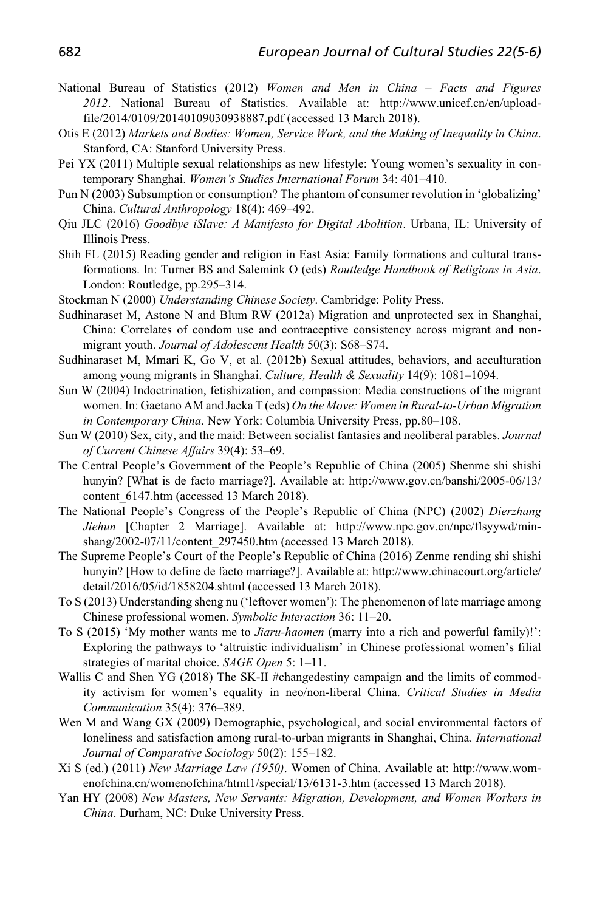National Bureau of Statistics (2012) *Women and Men in China – Facts and Figures 2012*. National Bureau of Statistics. Available at: http://www.unicef.cn/en/uploadfile/2014/0109/20140109030938887.pdf (accessed 13 March 2018).

Otis E (2012) *Markets and Bodies: Women, Service Work, and the Making of Inequality in China*. Stanford, CA: Stanford University Press.

Pei YX (2011) Multiple sexual relationships as new lifestyle: Young women's sexuality in contemporary Shanghai. *Women's Studies International Forum* 34: 401–410.

Pun N (2003) Subsumption or consumption? The phantom of consumer revolution in 'globalizing' China. *Cultural Anthropology* 18(4): 469–492.

Qiu JLC (2016) *Goodbye iSlave: A Manifesto for Digital Abolition*. Urbana, IL: University of Illinois Press.

Shih FL (2015) Reading gender and religion in East Asia: Family formations and cultural transformations. In: Turner BS and Salemink O (eds) *Routledge Handbook of Religions in Asia*. London: Routledge, pp.295–314.

Stockman N (2000) *Understanding Chinese Society*. Cambridge: Polity Press.

Sudhinaraset M, Astone N and Blum RW (2012a) Migration and unprotected sex in Shanghai, China: Correlates of condom use and contraceptive consistency across migrant and non-migrant youth. *Journal of Adolescent Health* 50(3): S68–S74.

Sudhinaraset M, Mmari K, Go V, et al. (2012b) Sexual attitudes, behaviors, and acculturation among young migrants in Shanghai. *Culture, Health & Sexuality* 14(9): 1081–1094.

Sun W (2004) Indoctrination, fetishization, and compassion: Media constructions of the migrant women. In: Gaetano AM and Jacka T (eds) *On the Move: Women in Rural-to-Urban Migration in Contemporary China*. New York: Columbia University Press, pp.80–108.

Sun W (2010) Sex, city, and the maid: Between socialist fantasies and neoliberal parables. *Journal of Current Chinese Affairs* 39(4): 53–69.

The Central People's Government of the People's Republic of China (2005) Shenme shi shishi hunyin? [What is de facto marriage?]. Available at: http://www.gov.cn/banshi/2005-06/13/content_6147.htm (accessed 13 March 2018).

The National People's Congress of the People's Republic of China (NPC) (2002) *Dierzhang Jiehun* [Chapter 2 Marriage]. Available at: http://www.npc.gov.cn/npc/flsyywd/minshang/2002-07/11/content_297450.htm (accessed 13 March 2018).

The Supreme People's Court of the People's Republic of China (2016) Zenme rending shi shishi hunyin? [How to define de facto marriage?]. Available at: http://www.chinacourt.org/article/detail/2016/05/id/1858204.shtml (accessed 13 March 2018).

To S (2013) Understanding sheng nu ('leftover women'): The phenomenon of late marriage among Chinese professional women. *Symbolic Interaction* 36: 11–20.

To S (2015) 'My mother wants me to *Jiaru-haomen* (marry into a rich and powerful family)!': Exploring the pathways to 'altruistic individualism' in Chinese professional women's filial strategies of marital choice. *SAGE Open* 5: 1–11.

Wallis C and Shen YG (2018) The SK-II #changedestiny campaign and the limits of commodity activism for women's equality in neo/non-liberal China. *Critical Studies in Media Communication* 35(4): 376–389.

Wen M and Wang GX (2009) Demographic, psychological, and social environmental factors of loneliness and satisfaction among rural-to-urban migrants in Shanghai, China. *International Journal of Comparative Sociology* 50(2): 155–182.

Xi S (ed.) (2011) *New Marriage Law (1950)*. Women of China. Available at: http://www.womenofchina.cn/womenofchina/html1/special/13/6131-3.htm (accessed 13 March 2018).

Yan HY (2008) *New Masters, New Servants: Migration, Development, and Women Workers in China*. Durham, NC: Duke University Press.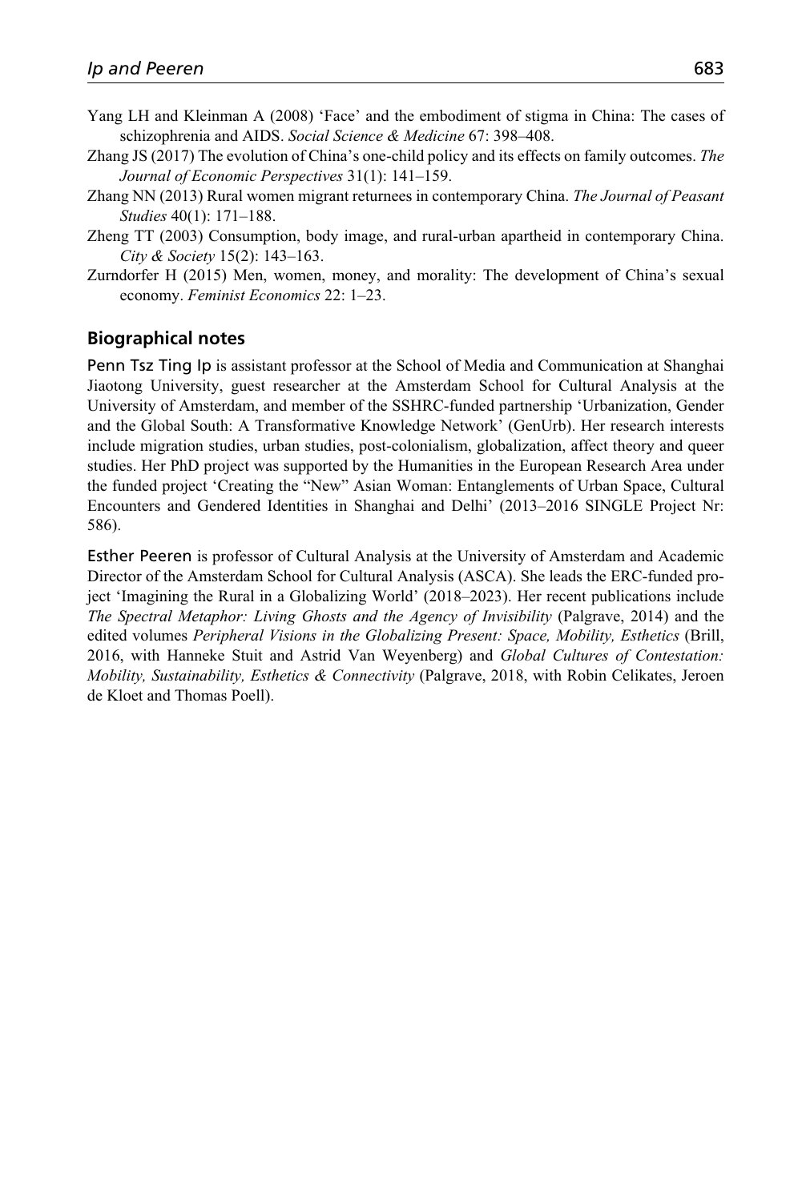Yang LH and Kleinman A (2008) 'Face' and the embodiment of stigma in China: The cases of schizophrenia and AIDS. *Social Science & Medicine* 67: 398–408.

Zhang JS (2017) The evolution of China's one-child policy and its effects on family outcomes. *The Journal of Economic Perspectives* 31(1): 141–159.

Zhang NN (2013) Rural women migrant returnees in contemporary China. *The Journal of Peasant Studies* 40(1): 171–188.

Zheng TT (2003) Consumption, body image, and rural-urban apartheid in contemporary China. *City & Society* 15(2): 143–163.

Zurndorfer H (2015) Men, women, money, and morality: The development of China's sexual economy. *Feminist Economics* 22: 1–23.

## Biographical notes

Penn Tsz Ting Ip is assistant professor at the School of Media and Communication at Shanghai Jiaotong University, guest researcher at the Amsterdam School for Cultural Analysis at the University of Amsterdam, and member of the SSHRC-funded partnership 'Urbanization, Gender and the Global South: A Transformative Knowledge Network' (GenUrb). Her research interests include migration studies, urban studies, post-colonialism, globalization, affect theory and queer studies. Her PhD project was supported by the Humanities in the European Research Area under the funded project 'Creating the "New" Asian Woman: Entanglements of Urban Space, Cultural Encounters and Gendered Identities in Shanghai and Delhi' (2013–2016 SINGLE Project Nr: 586).

Esther Peeren is professor of Cultural Analysis at the University of Amsterdam and Academic Director of the Amsterdam School for Cultural Analysis (ASCA). She leads the ERC-funded project 'Imagining the Rural in a Globalizing World' (2018–2023). Her recent publications include *The Spectral Metaphor: Living Ghosts and the Agency of Invisibility* (Palgrave, 2014) and the edited volumes *Peripheral Visions in the Globalizing Present: Space, Mobility, Esthetics* (Brill, 2016, with Hanneke Stuit and Astrid Van Weyenberg) and *Global Cultures of Contestation: Mobility, Sustainability, Esthetics & Connectivity* (Palgrave, 2018, with Robin Celikates, Jeroen de Kloet and Thomas Poell).